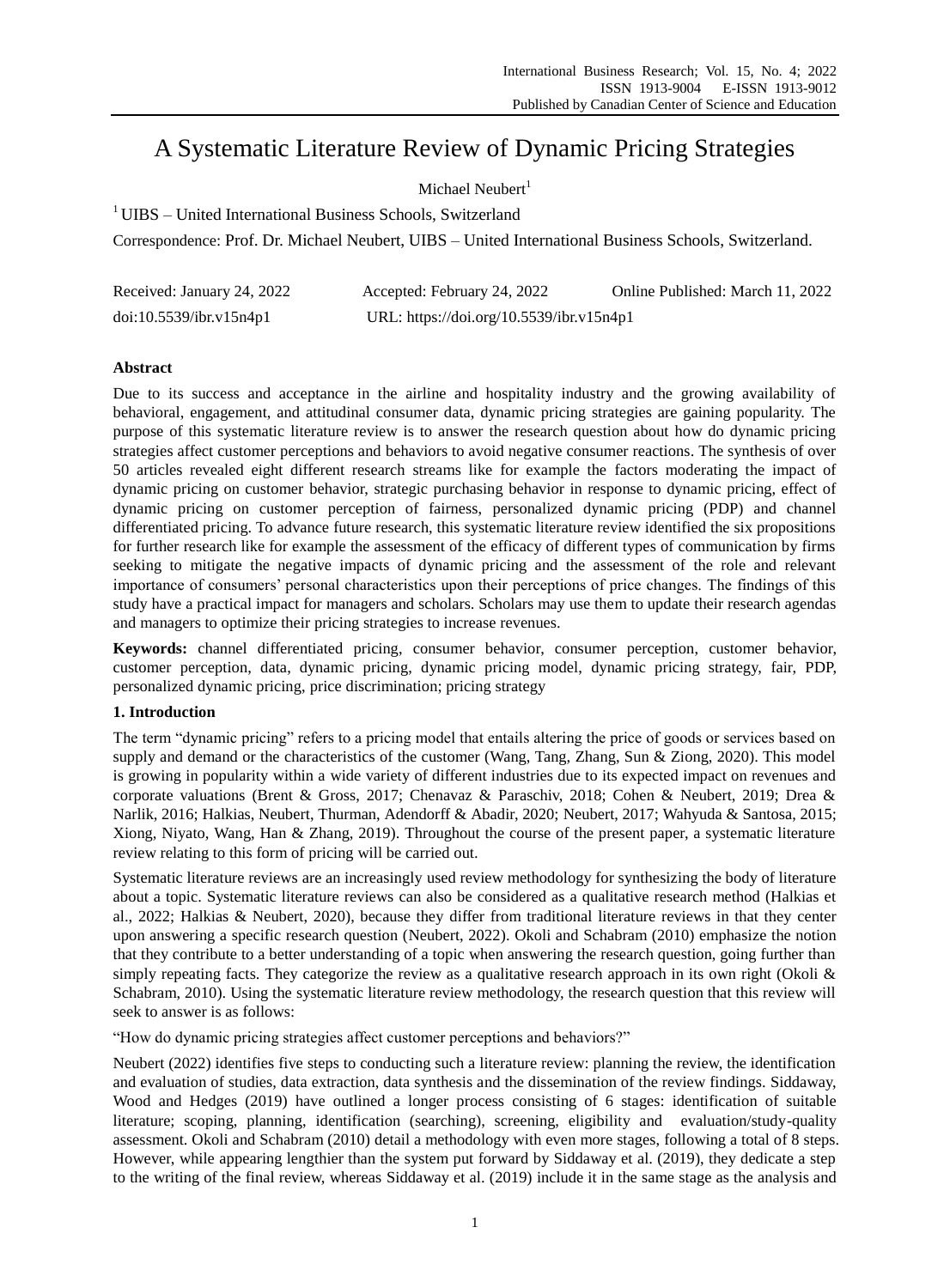# A Systematic Literature Review of Dynamic Pricing Strategies

Michael Neubert[1]

[1] UIBS – United International Business Schools, Switzerland

Correspondence: Prof. Dr. Michael Neubert, UIBS – United International Business Schools, Switzerland.

Received: January 24, 2022 Accepted: February 24, 2022 Online Published: March 11, 2022

doi:10.5539/ibr.v15n4p1 URL: https://doi.org/10.5539/ibr.v15n4p1

## Abstract

Due to its success and acceptance in the airline and hospitality industry and the growing availability of behavioral, engagement, and attitudinal consumer data, dynamic pricing strategies are gaining popularity. The purpose of this systematic literature review is to answer the research question about how do dynamic pricing strategies affect customer perceptions and behaviors to avoid negative consumer reactions. The synthesis of over 50 articles revealed eight different research streams like for example the factors moderating the impact of dynamic pricing on customer behavior, strategic purchasing behavior in response to dynamic pricing, effect of dynamic pricing on customer perception of fairness, personalized dynamic pricing (PDP) and channel differentiated pricing. To advance future research, this systematic literature review identified the six propositions for further research like for example the assessment of the efficacy of different types of communication by firms seeking to mitigate the negative impacts of dynamic pricing and the assessment of the role and relevant importance of consumers' personal characteristics upon their perceptions of price changes. The findings of this study have a practical impact for managers and scholars. Scholars may use them to update their research agendas and managers to optimize their pricing strategies to increase revenues.

**Keywords:** channel differentiated pricing, consumer behavior, consumer perception, customer behavior, customer perception, data, dynamic pricing, dynamic pricing model, dynamic pricing strategy, fair, PDP, personalized dynamic pricing, price discrimination; pricing strategy

## 1. Introduction

The term "dynamic pricing" refers to a pricing model that entails altering the price of goods or services based on supply and demand or the characteristics of the customer (Wang, Tang, Zhang, Sun & Ziong, 2020). This model is growing in popularity within a wide variety of different industries due to its expected impact on revenues and corporate valuations (Brent & Gross, 2017; Chenavaz & Paraschiv, 2018; Cohen & Neubert, 2019; Drea & Narlik, 2016; Halkias, Neubert, Thurman, Adendorff & Abadir, 2020; Neubert, 2017; Wahyuda & Santosa, 2015; Xiong, Niyato, Wang, Han & Zhang, 2019). Throughout the course of the present paper, a systematic literature review relating to this form of pricing will be carried out.

Systematic literature reviews are an increasingly used review methodology for synthesizing the body of literature about a topic. Systematic literature reviews can also be considered as a qualitative research method (Halkias et al., 2022; Halkias & Neubert, 2020), because they differ from traditional literature reviews in that they center upon answering a specific research question (Neubert, 2022). Okoli and Schabram (2010) emphasize the notion that they contribute to a better understanding of a topic when answering the research question, going further than simply repeating facts. They categorize the review as a qualitative research approach in its own right (Okoli & Schabram, 2010). Using the systematic literature review methodology, the research question that this review will seek to answer is as follows:

"How do dynamic pricing strategies affect customer perceptions and behaviors?"

Neubert (2022) identifies five steps to conducting such a literature review: planning the review, the identification and evaluation of studies, data extraction, data synthesis and the dissemination of the review findings. Siddaway, Wood and Hedges (2019) have outlined a longer process consisting of 6 stages: identification of suitable literature; scoping, planning, identification (searching), screening, eligibility and evaluation/study-quality assessment. Okoli and Schabram (2010) detail a methodology with even more stages, following a total of 8 steps. However, while appearing lengthier than the system put forward by Siddaway et al. (2019), they dedicate a step to the writing of the final review, whereas Siddaway et al. (2019) include it in the same stage as the analysis and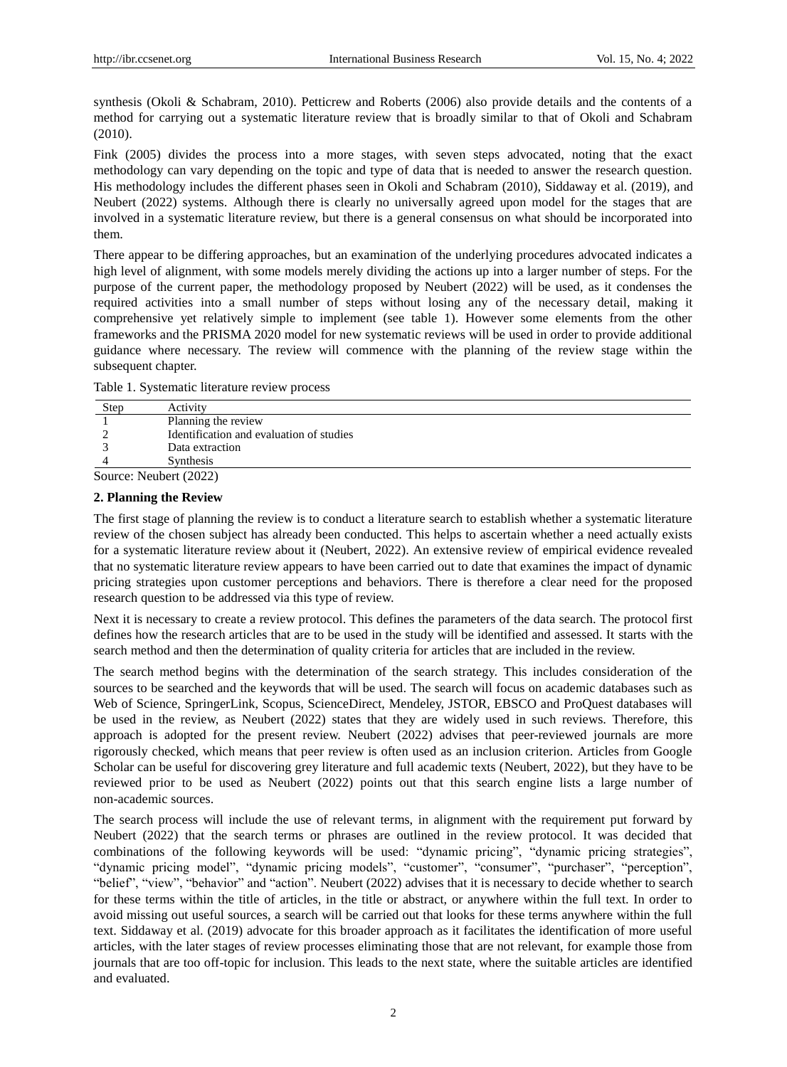synthesis (Okoli & Schabram, 2010). Petticrew and Roberts (2006) also provide details and the contents of a method for carrying out a systematic literature review that is broadly similar to that of Okoli and Schabram (2010).

Fink (2005) divides the process into a more stages, with seven steps advocated, noting that the exact methodology can vary depending on the topic and type of data that is needed to answer the research question. His methodology includes the different phases seen in Okoli and Schabram (2010), Siddaway et al. (2019), and Neubert (2022) systems. Although there is clearly no universally agreed upon model for the stages that are involved in a systematic literature review, but there is a general consensus on what should be incorporated into them.

There appear to be differing approaches, but an examination of the underlying procedures advocated indicates a high level of alignment, with some models merely dividing the actions up into a larger number of steps. For the purpose of the current paper, the methodology proposed by Neubert (2022) will be used, as it condenses the required activities into a small number of steps without losing any of the necessary detail, making it comprehensive yet relatively simple to implement (see table 1). However some elements from the other frameworks and the PRISMA 2020 model for new systematic reviews will be used in order to provide additional guidance where necessary. The review will commence with the planning of the review stage within the subsequent chapter.

Table 1. Systematic literature review process

| Step | Activity |
|---|---|
| 1 | Planning the review |
| 2 | Identification and evaluation of studies |
| 3 | Data extraction |
| 4 | Synthesis |

Source: Neubert (2022)

## 2. Planning the Review

The first stage of planning the review is to conduct a literature search to establish whether a systematic literature review of the chosen subject has already been conducted. This helps to ascertain whether a need actually exists for a systematic literature review about it (Neubert, 2022). An extensive review of empirical evidence revealed that no systematic literature review appears to have been carried out to date that examines the impact of dynamic pricing strategies upon customer perceptions and behaviors. There is therefore a clear need for the proposed research question to be addressed via this type of review.

Next it is necessary to create a review protocol. This defines the parameters of the data search. The protocol first defines how the research articles that are to be used in the study will be identified and assessed. It starts with the search method and then the determination of quality criteria for articles that are included in the review.

The search method begins with the determination of the search strategy. This includes consideration of the sources to be searched and the keywords that will be used. The search will focus on academic databases such as Web of Science, SpringerLink, Scopus, ScienceDirect, Mendeley, JSTOR, EBSCO and ProQuest databases will be used in the review, as Neubert (2022) states that they are widely used in such reviews. Therefore, this approach is adopted for the present review. Neubert (2022) advises that peer-reviewed journals are more rigorously checked, which means that peer review is often used as an inclusion criterion. Articles from Google Scholar can be useful for discovering grey literature and full academic texts (Neubert, 2022), but they have to be reviewed prior to be used as Neubert (2022) points out that this search engine lists a large number of non-academic sources.

The search process will include the use of relevant terms, in alignment with the requirement put forward by Neubert (2022) that the search terms or phrases are outlined in the review protocol. It was decided that combinations of the following keywords will be used: "dynamic pricing", "dynamic pricing strategies", "dynamic pricing model", "dynamic pricing models", "customer", "consumer", "purchaser", "perception", "belief", "view", "behavior" and "action". Neubert (2022) advises that it is necessary to decide whether to search for these terms within the title of articles, in the title or abstract, or anywhere within the full text. In order to avoid missing out useful sources, a search will be carried out that looks for these terms anywhere within the full text. Siddaway et al. (2019) advocate for this broader approach as it facilitates the identification of more useful articles, with the later stages of review processes eliminating those that are not relevant, for example those from journals that are too off-topic for inclusion. This leads to the next state, where the suitable articles are identified and evaluated.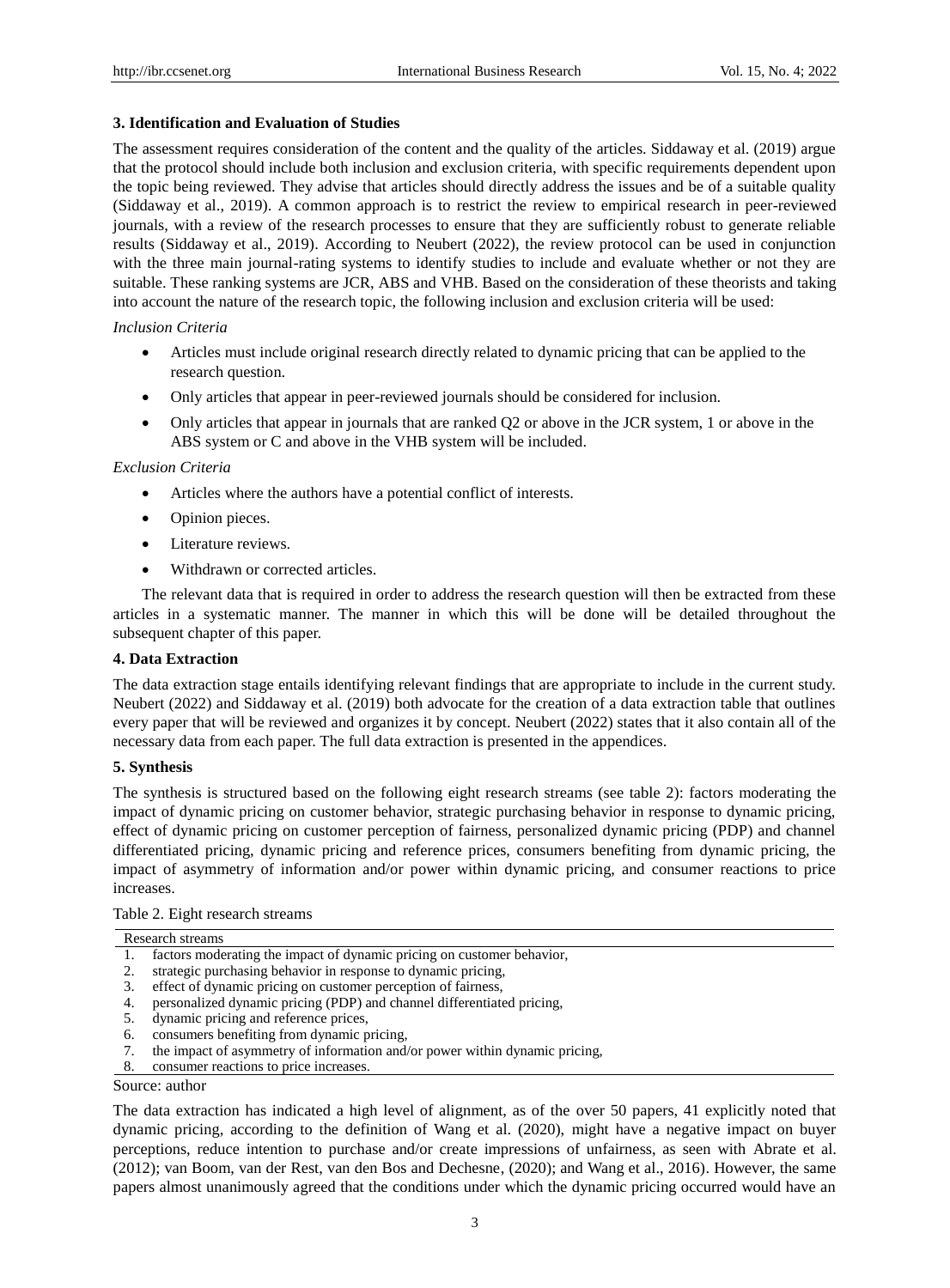### 3. Identification and Evaluation of Studies

The assessment requires consideration of the content and the quality of the articles. Siddaway et al. (2019) argue that the protocol should include both inclusion and exclusion criteria, with specific requirements dependent upon the topic being reviewed. They advise that articles should directly address the issues and be of a suitable quality (Siddaway et al., 2019). A common approach is to restrict the review to empirical research in peer-reviewed journals, with a review of the research processes to ensure that they are sufficiently robust to generate reliable results (Siddaway et al., 2019). According to Neubert (2022), the review protocol can be used in conjunction with the three main journal-rating systems to identify studies to include and evaluate whether or not they are suitable. These ranking systems are JCR, ABS and VHB. Based on the consideration of these theorists and taking into account the nature of the research topic, the following inclusion and exclusion criteria will be used:

*Inclusion Criteria*

- Articles must include original research directly related to dynamic pricing that can be applied to the research question.
- Only articles that appear in peer-reviewed journals should be considered for inclusion.
- Only articles that appear in journals that are ranked Q2 or above in the JCR system, 1 or above in the ABS system or C and above in the VHB system will be included.

*Exclusion Criteria*

- Articles where the authors have a potential conflict of interests.
- Opinion pieces.
- Literature reviews.
- Withdrawn or corrected articles.

The relevant data that is required in order to address the research question will then be extracted from these articles in a systematic manner. The manner in which this will be done will be detailed throughout the subsequent chapter of this paper.

### 4. Data Extraction

The data extraction stage entails identifying relevant findings that are appropriate to include in the current study. Neubert (2022) and Siddaway et al. (2019) both advocate for the creation of a data extraction table that outlines every paper that will be reviewed and organizes it by concept. Neubert (2022) states that it also contain all of the necessary data from each paper. The full data extraction is presented in the appendices.

### 5. Synthesis

The synthesis is structured based on the following eight research streams (see table 2): factors moderating the impact of dynamic pricing on customer behavior, strategic purchasing behavior in response to dynamic pricing, effect of dynamic pricing on customer perception of fairness, personalized dynamic pricing (PDP) and channel differentiated pricing, dynamic pricing and reference prices, consumers benefiting from dynamic pricing, the impact of asymmetry of information and/or power within dynamic pricing, and consumer reactions to price increases.

Table 2. Eight research streams

| Research streams |
|---|
| 1. factors moderating the impact of dynamic pricing on customer behavior, |
| 2. strategic purchasing behavior in response to dynamic pricing, |
| 3. effect of dynamic pricing on customer perception of fairness, |
| 4. personalized dynamic pricing (PDP) and channel differentiated pricing, |
| 5. dynamic pricing and reference prices, |
| 6. consumers benefiting from dynamic pricing, |
| 7. the impact of asymmetry of information and/or power within dynamic pricing, |
| 8. consumer reactions to price increases. |

Source: author

The data extraction has indicated a high level of alignment, as of the over 50 papers, 41 explicitly noted that dynamic pricing, according to the definition of Wang et al. (2020), might have a negative impact on buyer perceptions, reduce intention to purchase and/or create impressions of unfairness, as seen with Abrate et al. (2012); van Boom, van der Rest, van den Bos and Dechesne, (2020); and Wang et al., 2016). However, the same papers almost unanimously agreed that the conditions under which the dynamic pricing occurred would have an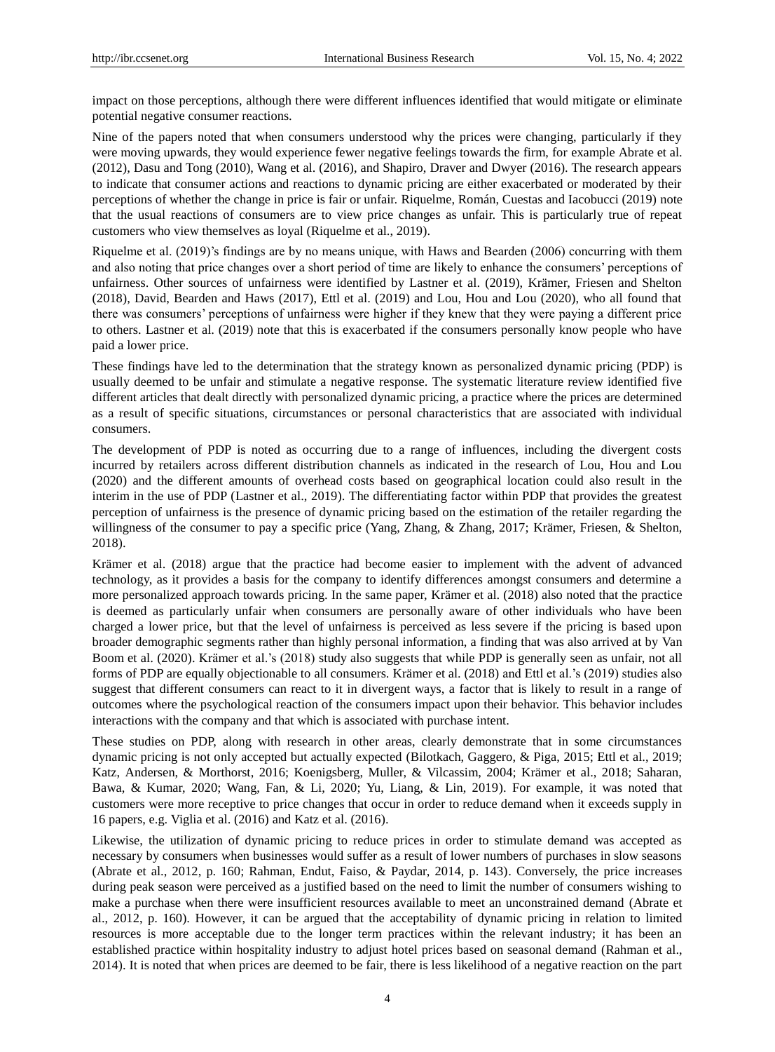impact on those perceptions, although there were different influences identified that would mitigate or eliminate potential negative consumer reactions.

Nine of the papers noted that when consumers understood why the prices were changing, particularly if they were moving upwards, they would experience fewer negative feelings towards the firm, for example Abrate et al. (2012), Dasu and Tong (2010), Wang et al. (2016), and Shapiro, Draver and Dwyer (2016). The research appears to indicate that consumer actions and reactions to dynamic pricing are either exacerbated or moderated by their perceptions of whether the change in price is fair or unfair. Riquelme, Román, Cuestas and Iacobucci (2019) note that the usual reactions of consumers are to view price changes as unfair. This is particularly true of repeat customers who view themselves as loyal (Riquelme et al., 2019).

Riquelme et al. (2019)'s findings are by no means unique, with Haws and Bearden (2006) concurring with them and also noting that price changes over a short period of time are likely to enhance the consumers' perceptions of unfairness. Other sources of unfairness were identified by Lastner et al. (2019), Krämer, Friesen and Shelton (2018), David, Bearden and Haws (2017), Ettl et al. (2019) and Lou, Hou and Lou (2020), who all found that there was consumers' perceptions of unfairness were higher if they knew that they were paying a different price to others. Lastner et al. (2019) note that this is exacerbated if the consumers personally know people who have paid a lower price.

These findings have led to the determination that the strategy known as personalized dynamic pricing (PDP) is usually deemed to be unfair and stimulate a negative response. The systematic literature review identified five different articles that dealt directly with personalized dynamic pricing, a practice where the prices are determined as a result of specific situations, circumstances or personal characteristics that are associated with individual consumers.

The development of PDP is noted as occurring due to a range of influences, including the divergent costs incurred by retailers across different distribution channels as indicated in the research of Lou, Hou and Lou (2020) and the different amounts of overhead costs based on geographical location could also result in the interim in the use of PDP (Lastner et al., 2019). The differentiating factor within PDP that provides the greatest perception of unfairness is the presence of dynamic pricing based on the estimation of the retailer regarding the willingness of the consumer to pay a specific price (Yang, Zhang, & Zhang, 2017; Krämer, Friesen, & Shelton, 2018).

Krämer et al. (2018) argue that the practice had become easier to implement with the advent of advanced technology, as it provides a basis for the company to identify differences amongst consumers and determine a more personalized approach towards pricing. In the same paper, Krämer et al. (2018) also noted that the practice is deemed as particularly unfair when consumers are personally aware of other individuals who have been charged a lower price, but that the level of unfairness is perceived as less severe if the pricing is based upon broader demographic segments rather than highly personal information, a finding that was also arrived at by Van Boom et al. (2020). Krämer et al.'s (2018) study also suggests that while PDP is generally seen as unfair, not all forms of PDP are equally objectionable to all consumers. Krämer et al. (2018) and Ettl et al.'s (2019) studies also suggest that different consumers can react to it in divergent ways, a factor that is likely to result in a range of outcomes where the psychological reaction of the consumers impact upon their behavior. This behavior includes interactions with the company and that which is associated with purchase intent.

These studies on PDP, along with research in other areas, clearly demonstrate that in some circumstances dynamic pricing is not only accepted but actually expected (Bilotkach, Gaggero, & Piga, 2015; Ettl et al., 2019; Katz, Andersen, & Morthorst, 2016; Koenigsberg, Muller, & Vilcassim, 2004; Krämer et al., 2018; Saharan, Bawa, & Kumar, 2020; Wang, Fan, & Li, 2020; Yu, Liang, & Lin, 2019). For example, it was noted that customers were more receptive to price changes that occur in order to reduce demand when it exceeds supply in 16 papers, e.g. Viglia et al. (2016) and Katz et al. (2016).

Likewise, the utilization of dynamic pricing to reduce prices in order to stimulate demand was accepted as necessary by consumers when businesses would suffer as a result of lower numbers of purchases in slow seasons (Abrate et al., 2012, p. 160; Rahman, Endut, Faiso, & Paydar, 2014, p. 143). Conversely, the price increases during peak season were perceived as a justified based on the need to limit the number of consumers wishing to make a purchase when there were insufficient resources available to meet an unconstrained demand (Abrate et al., 2012, p. 160). However, it can be argued that the acceptability of dynamic pricing in relation to limited resources is more acceptable due to the longer term practices within the relevant industry; it has been an established practice within hospitality industry to adjust hotel prices based on seasonal demand (Rahman et al., 2014). It is noted that when prices are deemed to be fair, there is less likelihood of a negative reaction on the part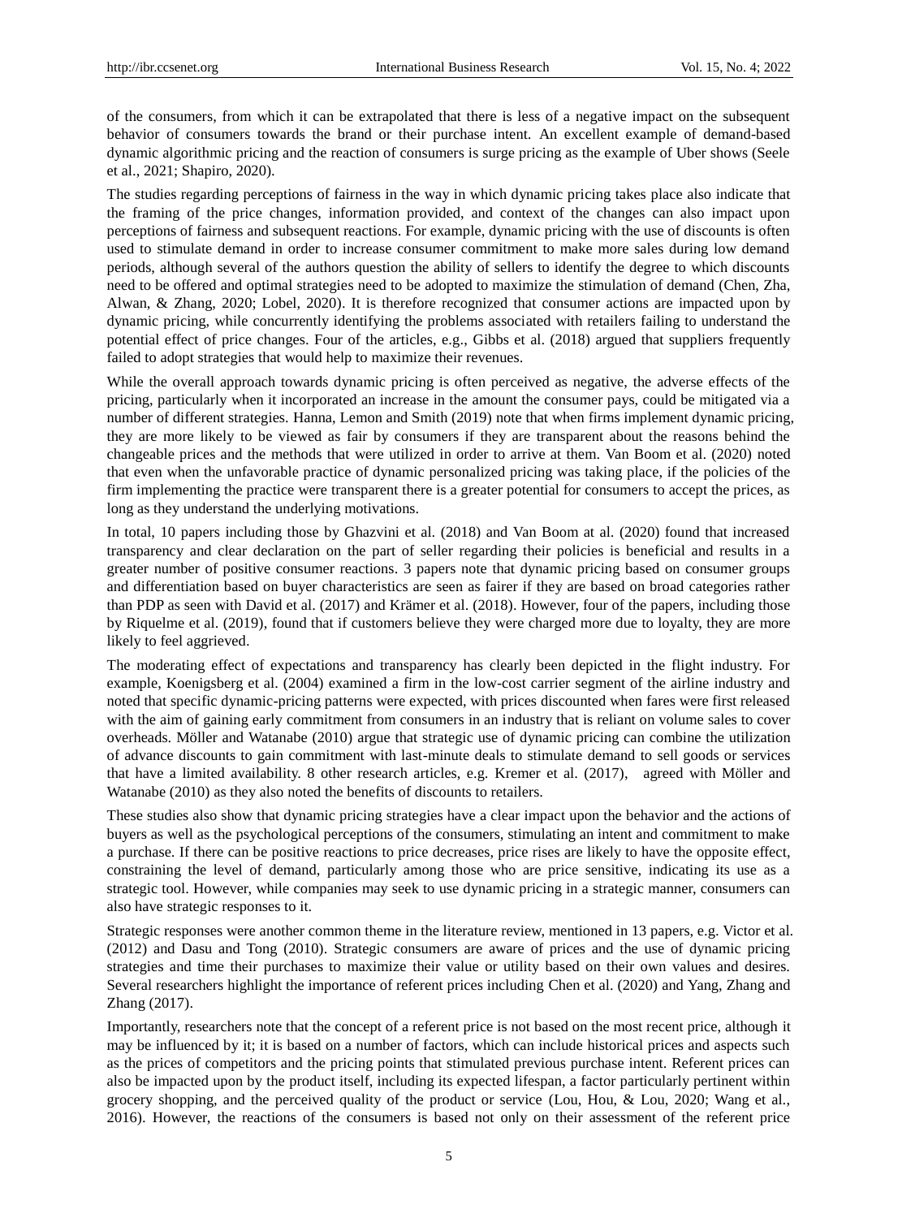of the consumers, from which it can be extrapolated that there is less of a negative impact on the subsequent behavior of consumers towards the brand or their purchase intent. An excellent example of demand-based dynamic algorithmic pricing and the reaction of consumers is surge pricing as the example of Uber shows (Seele et al., 2021; Shapiro, 2020).

The studies regarding perceptions of fairness in the way in which dynamic pricing takes place also indicate that the framing of the price changes, information provided, and context of the changes can also impact upon perceptions of fairness and subsequent reactions. For example, dynamic pricing with the use of discounts is often used to stimulate demand in order to increase consumer commitment to make more sales during low demand periods, although several of the authors question the ability of sellers to identify the degree to which discounts need to be offered and optimal strategies need to be adopted to maximize the stimulation of demand (Chen, Zha, Alwan, & Zhang, 2020; Lobel, 2020). It is therefore recognized that consumer actions are impacted upon by dynamic pricing, while concurrently identifying the problems associated with retailers failing to understand the potential effect of price changes. Four of the articles, e.g., Gibbs et al. (2018) argued that suppliers frequently failed to adopt strategies that would help to maximize their revenues.

While the overall approach towards dynamic pricing is often perceived as negative, the adverse effects of the pricing, particularly when it incorporated an increase in the amount the consumer pays, could be mitigated via a number of different strategies. Hanna, Lemon and Smith (2019) note that when firms implement dynamic pricing, they are more likely to be viewed as fair by consumers if they are transparent about the reasons behind the changeable prices and the methods that were utilized in order to arrive at them. Van Boom et al. (2020) noted that even when the unfavorable practice of dynamic personalized pricing was taking place, if the policies of the firm implementing the practice were transparent there is a greater potential for consumers to accept the prices, as long as they understand the underlying motivations.

In total, 10 papers including those by Ghazvini et al. (2018) and Van Boom at al. (2020) found that increased transparency and clear declaration on the part of seller regarding their policies is beneficial and results in a greater number of positive consumer reactions. 3 papers note that dynamic pricing based on consumer groups and differentiation based on buyer characteristics are seen as fairer if they are based on broad categories rather than PDP as seen with David et al. (2017) and Krämer et al. (2018). However, four of the papers, including those by Riquelme et al. (2019), found that if customers believe they were charged more due to loyalty, they are more likely to feel aggrieved.

The moderating effect of expectations and transparency has clearly been depicted in the flight industry. For example, Koenigsberg et al. (2004) examined a firm in the low-cost carrier segment of the airline industry and noted that specific dynamic-pricing patterns were expected, with prices discounted when fares were first released with the aim of gaining early commitment from consumers in an industry that is reliant on volume sales to cover overheads. Möller and Watanabe (2010) argue that strategic use of dynamic pricing can combine the utilization of advance discounts to gain commitment with last-minute deals to stimulate demand to sell goods or services that have a limited availability. 8 other research articles, e.g. Kremer et al. (2017), agreed with Möller and Watanabe (2010) as they also noted the benefits of discounts to retailers.

These studies also show that dynamic pricing strategies have a clear impact upon the behavior and the actions of buyers as well as the psychological perceptions of the consumers, stimulating an intent and commitment to make a purchase. If there can be positive reactions to price decreases, price rises are likely to have the opposite effect, constraining the level of demand, particularly among those who are price sensitive, indicating its use as a strategic tool. However, while companies may seek to use dynamic pricing in a strategic manner, consumers can also have strategic responses to it.

Strategic responses were another common theme in the literature review, mentioned in 13 papers, e.g. Victor et al. (2012) and Dasu and Tong (2010). Strategic consumers are aware of prices and the use of dynamic pricing strategies and time their purchases to maximize their value or utility based on their own values and desires. Several researchers highlight the importance of referent prices including Chen et al. (2020) and Yang, Zhang and Zhang (2017).

Importantly, researchers note that the concept of a referent price is not based on the most recent price, although it may be influenced by it; it is based on a number of factors, which can include historical prices and aspects such as the prices of competitors and the pricing points that stimulated previous purchase intent. Referent prices can also be impacted upon by the product itself, including its expected lifespan, a factor particularly pertinent within grocery shopping, and the perceived quality of the product or service (Lou, Hou, & Lou, 2020; Wang et al., 2016). However, the reactions of the consumers is based not only on their assessment of the referent price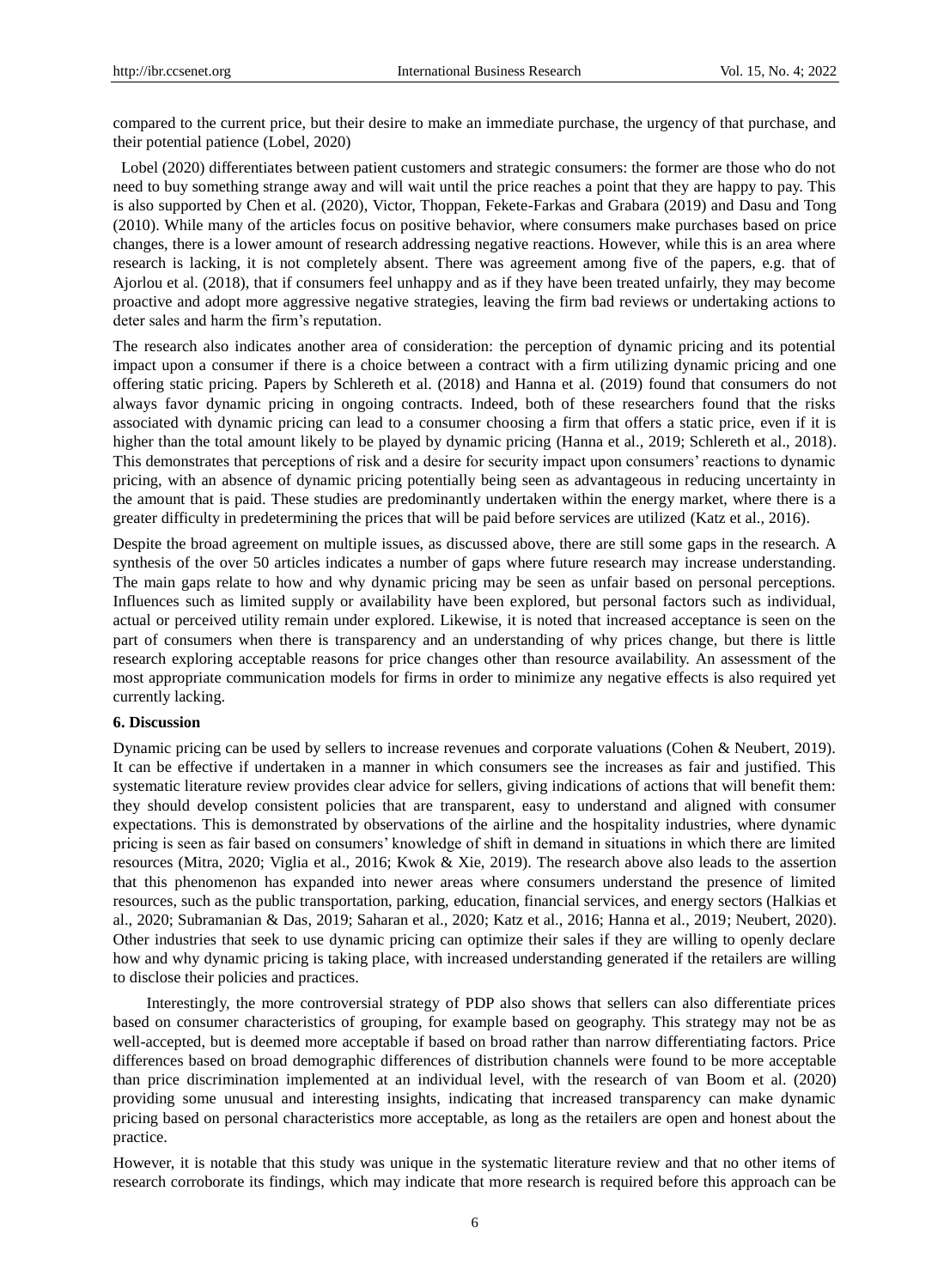compared to the current price, but their desire to make an immediate purchase, the urgency of that purchase, and their potential patience (Lobel, 2020)

Lobel (2020) differentiates between patient customers and strategic consumers: the former are those who do not need to buy something strange away and will wait until the price reaches a point that they are happy to pay. This is also supported by Chen et al. (2020), Victor, Thoppan, Fekete-Farkas and Grabara (2019) and Dasu and Tong (2010). While many of the articles focus on positive behavior, where consumers make purchases based on price changes, there is a lower amount of research addressing negative reactions. However, while this is an area where research is lacking, it is not completely absent. There was agreement among five of the papers, e.g. that of Ajorlou et al. (2018), that if consumers feel unhappy and as if they have been treated unfairly, they may become proactive and adopt more aggressive negative strategies, leaving the firm bad reviews or undertaking actions to deter sales and harm the firm's reputation.

The research also indicates another area of consideration: the perception of dynamic pricing and its potential impact upon a consumer if there is a choice between a contract with a firm utilizing dynamic pricing and one offering static pricing. Papers by Schlereth et al. (2018) and Hanna et al. (2019) found that consumers do not always favor dynamic pricing in ongoing contracts. Indeed, both of these researchers found that the risks associated with dynamic pricing can lead to a consumer choosing a firm that offers a static price, even if it is higher than the total amount likely to be played by dynamic pricing (Hanna et al., 2019; Schlereth et al., 2018). This demonstrates that perceptions of risk and a desire for security impact upon consumers' reactions to dynamic pricing, with an absence of dynamic pricing potentially being seen as advantageous in reducing uncertainty in the amount that is paid. These studies are predominantly undertaken within the energy market, where there is a greater difficulty in predetermining the prices that will be paid before services are utilized (Katz et al., 2016).

Despite the broad agreement on multiple issues, as discussed above, there are still some gaps in the research. A synthesis of the over 50 articles indicates a number of gaps where future research may increase understanding. The main gaps relate to how and why dynamic pricing may be seen as unfair based on personal perceptions. Influences such as limited supply or availability have been explored, but personal factors such as individual, actual or perceived utility remain under explored. Likewise, it is noted that increased acceptance is seen on the part of consumers when there is transparency and an understanding of why prices change, but there is little research exploring acceptable reasons for price changes other than resource availability. An assessment of the most appropriate communication models for firms in order to minimize any negative effects is also required yet currently lacking.

## 6. Discussion

Dynamic pricing can be used by sellers to increase revenues and corporate valuations (Cohen & Neubert, 2019). It can be effective if undertaken in a manner in which consumers see the increases as fair and justified. This systematic literature review provides clear advice for sellers, giving indications of actions that will benefit them: they should develop consistent policies that are transparent, easy to understand and aligned with consumer expectations. This is demonstrated by observations of the airline and the hospitality industries, where dynamic pricing is seen as fair based on consumers' knowledge of shift in demand in situations in which there are limited resources (Mitra, 2020; Viglia et al., 2016; Kwok & Xie, 2019). The research above also leads to the assertion that this phenomenon has expanded into newer areas where consumers understand the presence of limited resources, such as the public transportation, parking, education, financial services, and energy sectors (Halkias et al., 2020; Subramanian & Das, 2019; Saharan et al., 2020; Katz et al., 2016; Hanna et al., 2019; Neubert, 2020). Other industries that seek to use dynamic pricing can optimize their sales if they are willing to openly declare how and why dynamic pricing is taking place, with increased understanding generated if the retailers are willing to disclose their policies and practices.

Interestingly, the more controversial strategy of PDP also shows that sellers can also differentiate prices based on consumer characteristics of grouping, for example based on geography. This strategy may not be as well-accepted, but is deemed more acceptable if based on broad rather than narrow differentiating factors. Price differences based on broad demographic differences of distribution channels were found to be more acceptable than price discrimination implemented at an individual level, with the research of van Boom et al. (2020) providing some unusual and interesting insights, indicating that increased transparency can make dynamic pricing based on personal characteristics more acceptable, as long as the retailers are open and honest about the practice.

However, it is notable that this study was unique in the systematic literature review and that no other items of research corroborate its findings, which may indicate that more research is required before this approach can be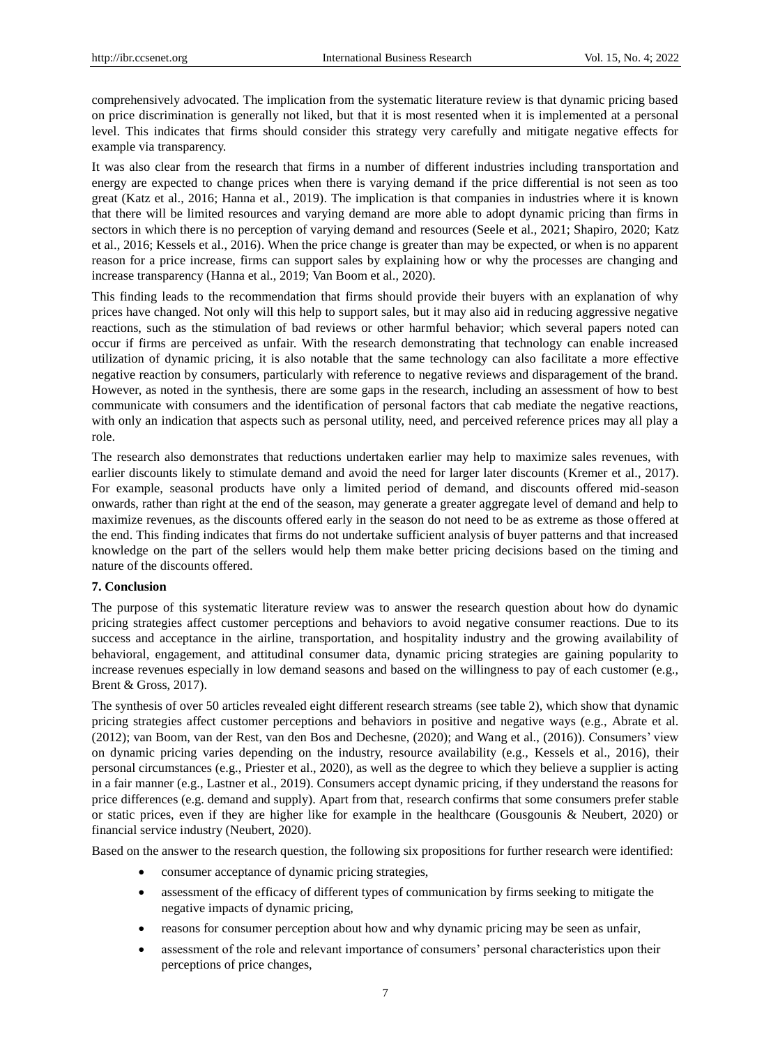comprehensively advocated. The implication from the systematic literature review is that dynamic pricing based on price discrimination is generally not liked, but that it is most resented when it is implemented at a personal level. This indicates that firms should consider this strategy very carefully and mitigate negative effects for example via transparency.

It was also clear from the research that firms in a number of different industries including transportation and energy are expected to change prices when there is varying demand if the price differential is not seen as too great (Katz et al., 2016; Hanna et al., 2019). The implication is that companies in industries where it is known that there will be limited resources and varying demand are more able to adopt dynamic pricing than firms in sectors in which there is no perception of varying demand and resources (Seele et al., 2021; Shapiro, 2020; Katz et al., 2016; Kessels et al., 2016). When the price change is greater than may be expected, or when is no apparent reason for a price increase, firms can support sales by explaining how or why the processes are changing and increase transparency (Hanna et al., 2019; Van Boom et al., 2020).

This finding leads to the recommendation that firms should provide their buyers with an explanation of why prices have changed. Not only will this help to support sales, but it may also aid in reducing aggressive negative reactions, such as the stimulation of bad reviews or other harmful behavior; which several papers noted can occur if firms are perceived as unfair. With the research demonstrating that technology can enable increased utilization of dynamic pricing, it is also notable that the same technology can also facilitate a more effective negative reaction by consumers, particularly with reference to negative reviews and disparagement of the brand. However, as noted in the synthesis, there are some gaps in the research, including an assessment of how to best communicate with consumers and the identification of personal factors that cab mediate the negative reactions, with only an indication that aspects such as personal utility, need, and perceived reference prices may all play a role.

The research also demonstrates that reductions undertaken earlier may help to maximize sales revenues, with earlier discounts likely to stimulate demand and avoid the need for larger later discounts (Kremer et al., 2017). For example, seasonal products have only a limited period of demand, and discounts offered mid-season onwards, rather than right at the end of the season, may generate a greater aggregate level of demand and help to maximize revenues, as the discounts offered early in the season do not need to be as extreme as those offered at the end. This finding indicates that firms do not undertake sufficient analysis of buyer patterns and that increased knowledge on the part of the sellers would help them make better pricing decisions based on the timing and nature of the discounts offered.

## 7. Conclusion

The purpose of this systematic literature review was to answer the research question about how do dynamic pricing strategies affect customer perceptions and behaviors to avoid negative consumer reactions. Due to its success and acceptance in the airline, transportation, and hospitality industry and the growing availability of behavioral, engagement, and attitudinal consumer data, dynamic pricing strategies are gaining popularity to increase revenues especially in low demand seasons and based on the willingness to pay of each customer (e.g., Brent & Gross, 2017).

The synthesis of over 50 articles revealed eight different research streams (see table 2), which show that dynamic pricing strategies affect customer perceptions and behaviors in positive and negative ways (e.g., Abrate et al. (2012); van Boom, van der Rest, van den Bos and Dechesne, (2020); and Wang et al., (2016)). Consumers' view on dynamic pricing varies depending on the industry, resource availability (e.g., Kessels et al., 2016), their personal circumstances (e.g., Priester et al., 2020), as well as the degree to which they believe a supplier is acting in a fair manner (e.g., Lastner et al., 2019). Consumers accept dynamic pricing, if they understand the reasons for price differences (e.g. demand and supply). Apart from that, research confirms that some consumers prefer stable or static prices, even if they are higher like for example in the healthcare (Gousgounis & Neubert, 2020) or financial service industry (Neubert, 2020).

Based on the answer to the research question, the following six propositions for further research were identified:

- consumer acceptance of dynamic pricing strategies,
- assessment of the efficacy of different types of communication by firms seeking to mitigate the negative impacts of dynamic pricing,
- reasons for consumer perception about how and why dynamic pricing may be seen as unfair,
- assessment of the role and relevant importance of consumers' personal characteristics upon their perceptions of price changes,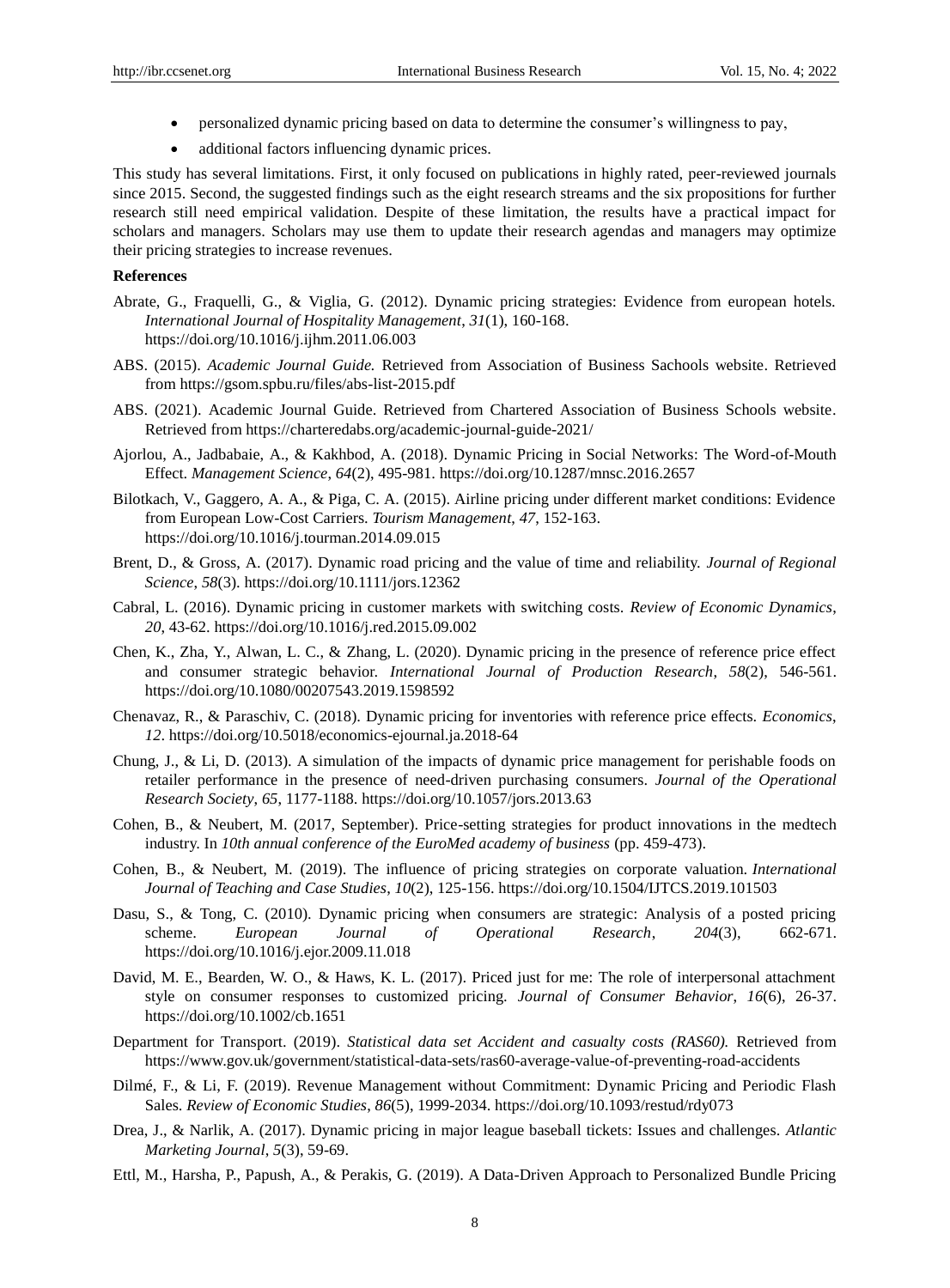- personalized dynamic pricing based on data to determine the consumer's willingness to pay,
- additional factors influencing dynamic prices.

This study has several limitations. First, it only focused on publications in highly rated, peer-reviewed journals since 2015. Second, the suggested findings such as the eight research streams and the six propositions for further research still need empirical validation. Despite of these limitation, the results have a practical impact for scholars and managers. Scholars may use them to update their research agendas and managers may optimize their pricing strategies to increase revenues.

**References**

Abrate, G., Fraquelli, G., & Viglia, G. (2012). Dynamic pricing strategies: Evidence from european hotels. *International Journal of Hospitality Management*, *31*(1), 160-168. https://doi.org/10.1016/j.ijhm.2011.06.003

ABS. (2015). *Academic Journal Guide.* Retrieved from Association of Business Sachools website. Retrieved from https://gsom.spbu.ru/files/abs-list-2015.pdf

ABS. (2021). Academic Journal Guide. Retrieved from Chartered Association of Business Schools website. Retrieved from https://charteredabs.org/academic-journal-guide-2021/

Ajorlou, A., Jadbabaie, A., & Kakhbod, A. (2018). Dynamic Pricing in Social Networks: The Word-of-Mouth Effect. *Management Science*, *64*(2), 495-981. https://doi.org/10.1287/mnsc.2016.2657

Bilotkach, V., Gaggero, A. A., & Piga, C. A. (2015). Airline pricing under different market conditions: Evidence from European Low-Cost Carriers. *Tourism Management*, *47*, 152-163. https://doi.org/10.1016/j.tourman.2014.09.015

Brent, D., & Gross, A. (2017). Dynamic road pricing and the value of time and reliability. *Journal of Regional Science*, *58*(3). https://doi.org/10.1111/jors.12362

Cabral, L. (2016). Dynamic pricing in customer markets with switching costs. *Review of Economic Dynamics*, *20*, 43-62. https://doi.org/10.1016/j.red.2015.09.002

Chen, K., Zha, Y., Alwan, L. C., & Zhang, L. (2020). Dynamic pricing in the presence of reference price effect and consumer strategic behavior. *International Journal of Production Research*, *58*(2), 546-561. https://doi.org/10.1080/00207543.2019.1598592

Chenavaz, R., & Paraschiv, C. (2018). Dynamic pricing for inventories with reference price effects. *Economics*, *12*. https://doi.org/10.5018/economics-ejournal.ja.2018-64

Chung, J., & Li, D. (2013). A simulation of the impacts of dynamic price management for perishable foods on retailer performance in the presence of need-driven purchasing consumers. *Journal of the Operational Research Society*, *65*, 1177-1188. https://doi.org/10.1057/jors.2013.63

Cohen, B., & Neubert, M. (2017, September). Price-setting strategies for product innovations in the medtech industry. In *10th annual conference of the EuroMed academy of business* (pp. 459-473).

Cohen, B., & Neubert, M. (2019). The influence of pricing strategies on corporate valuation. *International Journal of Teaching and Case Studies*, *10*(2), 125-156. https://doi.org/10.1504/IJTCS.2019.101503

Dasu, S., & Tong, C. (2010). Dynamic pricing when consumers are strategic: Analysis of a posted pricing scheme. *European Journal of Operational Research*, *204*(3), 662-671. https://doi.org/10.1016/j.ejor.2009.11.018

David, M. E., Bearden, W. O., & Haws, K. L. (2017). Priced just for me: The role of interpersonal attachment style on consumer responses to customized pricing. *Journal of Consumer Behavior, 16*(6), 26-37. https://doi.org/10.1002/cb.1651

Department for Transport. (2019). *Statistical data set Accident and casualty costs (RAS60).* Retrieved from https://www.gov.uk/government/statistical-data-sets/ras60-average-value-of-preventing-road-accidents

Dilmé, F., & Li, F. (2019). Revenue Management without Commitment: Dynamic Pricing and Periodic Flash Sales. *Review of Economic Studies*, *86*(5), 1999-2034. https://doi.org/10.1093/restud/rdy073

Drea, J., & Narlik, A. (2017). Dynamic pricing in major league baseball tickets: Issues and challenges. *Atlantic Marketing Journal*, *5*(3), 59-69.

Ettl, M., Harsha, P., Papush, A., & Perakis, G. (2019). A Data-Driven Approach to Personalized Bundle Pricing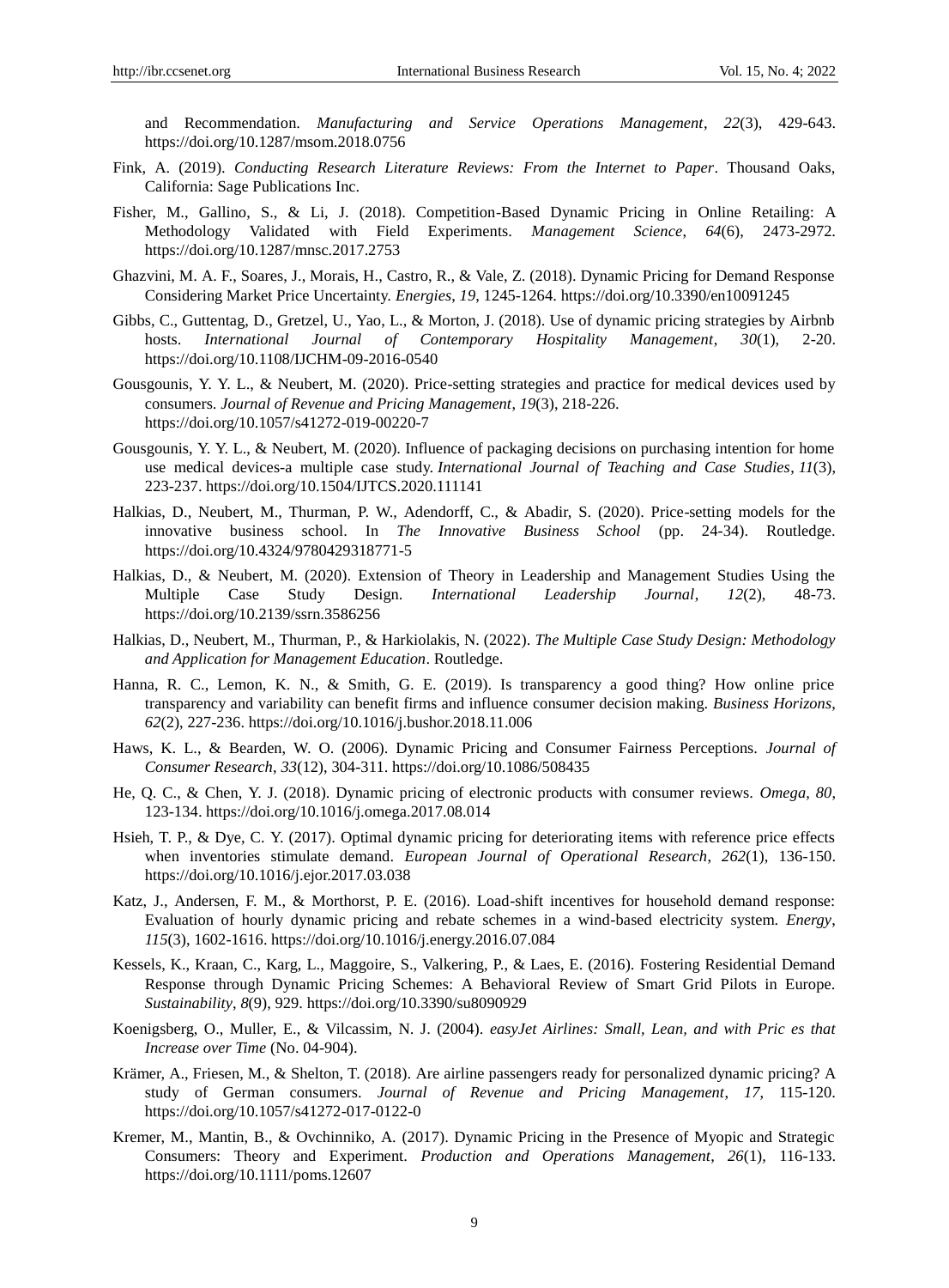and Recommendation. *Manufacturing and Service Operations Management*, *22*(3), 429-643. https://doi.org/10.1287/msom.2018.0756

Fink, A. (2019). *Conducting Research Literature Reviews: From the Internet to Paper*. Thousand Oaks, California: Sage Publications Inc.

Fisher, M., Gallino, S., & Li, J. (2018). Competition-Based Dynamic Pricing in Online Retailing: A Methodology Validated with Field Experiments. *Management Science*, *64*(6), 2473-2972. https://doi.org/10.1287/mnsc.2017.2753

Ghazvini, M. A. F., Soares, J., Morais, H., Castro, R., & Vale, Z. (2018). Dynamic Pricing for Demand Response Considering Market Price Uncertainty. *Energies*, *19*, 1245-1264. https://doi.org/10.3390/en10091245

Gibbs, C., Guttentag, D., Gretzel, U., Yao, L., & Morton, J. (2018). Use of dynamic pricing strategies by Airbnb hosts. *International Journal of Contemporary Hospitality Management*, *30*(1), 2-20. https://doi.org/10.1108/IJCHM-09-2016-0540

Gousgounis, Y. Y. L., & Neubert, M. (2020). Price-setting strategies and practice for medical devices used by consumers. *Journal of Revenue and Pricing Management*, *19*(3), 218-226. https://doi.org/10.1057/s41272-019-00220-7

Gousgounis, Y. Y. L., & Neubert, M. (2020). Influence of packaging decisions on purchasing intention for home use medical devices-a multiple case study. *International Journal of Teaching and Case Studies*, *11*(3), 223-237. https://doi.org/10.1504/IJTCS.2020.111141

Halkias, D., Neubert, M., Thurman, P. W., Adendorff, C., & Abadir, S. (2020). Price-setting models for the innovative business school. In *The Innovative Business School* (pp. 24-34). Routledge. https://doi.org/10.4324/9780429318771-5

Halkias, D., & Neubert, M. (2020). Extension of Theory in Leadership and Management Studies Using the Multiple Case Study Design. *International Leadership Journal*, *12*(2), 48-73. https://doi.org/10.2139/ssrn.3586256

Halkias, D., Neubert, M., Thurman, P., & Harkiolakis, N. (2022). *The Multiple Case Study Design: Methodology and Application for Management Education*. Routledge.

Hanna, R. C., Lemon, K. N., & Smith, G. E. (2019). Is transparency a good thing? How online price transparency and variability can benefit firms and influence consumer decision making. *Business Horizons*, *62*(2), 227-236. https://doi.org/10.1016/j.bushor.2018.11.006

Haws, K. L., & Bearden, W. O. (2006). Dynamic Pricing and Consumer Fairness Perceptions. *Journal of Consumer Research*, *33*(12), 304-311. https://doi.org/10.1086/508435

He, Q. C., & Chen, Y. J. (2018). Dynamic pricing of electronic products with consumer reviews. *Omega*, *80*, 123-134. https://doi.org/10.1016/j.omega.2017.08.014

Hsieh, T. P., & Dye, C. Y. (2017). Optimal dynamic pricing for deteriorating items with reference price effects when inventories stimulate demand. *European Journal of Operational Research*, *262*(1), 136-150. https://doi.org/10.1016/j.ejor.2017.03.038

Katz, J., Andersen, F. M., & Morthorst, P. E. (2016). Load-shift incentives for household demand response: Evaluation of hourly dynamic pricing and rebate schemes in a wind-based electricity system. *Energy*, *115*(3), 1602-1616. https://doi.org/10.1016/j.energy.2016.07.084

Kessels, K., Kraan, C., Karg, L., Maggoire, S., Valkering, P., & Laes, E. (2016). Fostering Residential Demand Response through Dynamic Pricing Schemes: A Behavioral Review of Smart Grid Pilots in Europe. *Sustainability*, *8*(9), 929. https://doi.org/10.3390/su8090929

Koenigsberg, O., Muller, E., & Vilcassim, N. J. (2004). *easyJet Airlines: Small, Lean, and with Pric es that Increase over Time* (No. 04-904).

Krämer, A., Friesen, M., & Shelton, T. (2018). Are airline passengers ready for personalized dynamic pricing? A study of German consumers. *Journal of Revenue and Pricing Management*, *17*, 115-120. https://doi.org/10.1057/s41272-017-0122-0

Kremer, M., Mantin, B., & Ovchinniko, A. (2017). Dynamic Pricing in the Presence of Myopic and Strategic Consumers: Theory and Experiment. *Production and Operations Management*, *26*(1), 116-133. https://doi.org/10.1111/poms.12607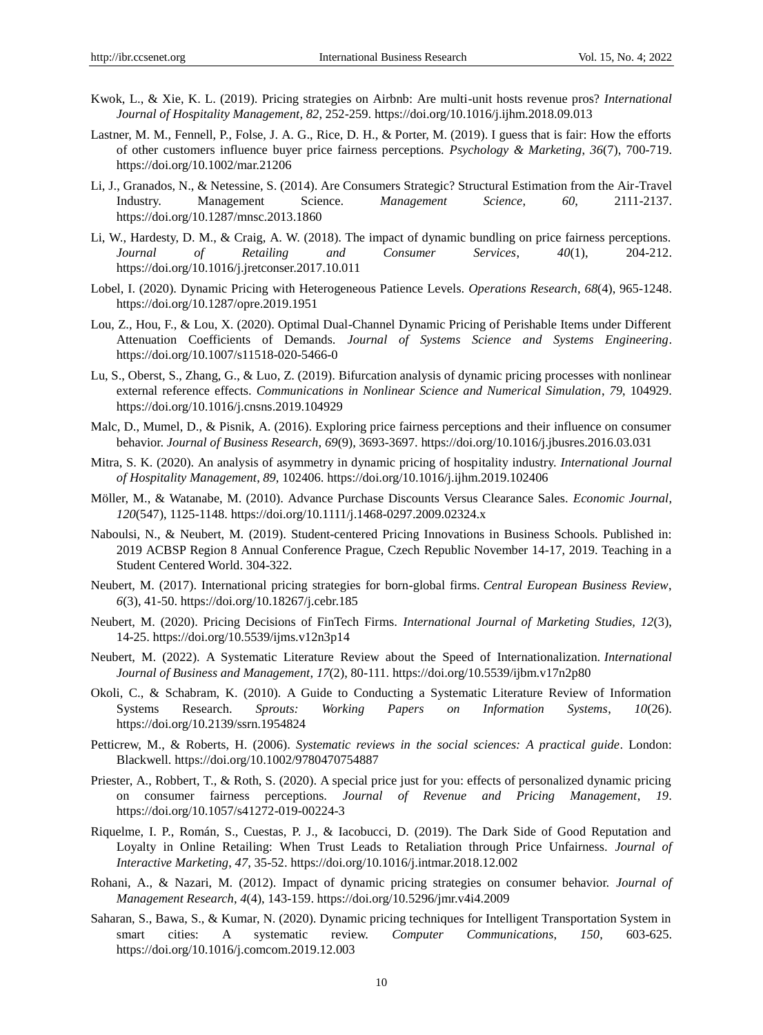Kwok, L., & Xie, K. L. (2019). Pricing strategies on Airbnb: Are multi-unit hosts revenue pros? *International Journal of Hospitality Management*, *82*, 252-259. https://doi.org/10.1016/j.ijhm.2018.09.013

Lastner, M. M., Fennell, P., Folse, J. A. G., Rice, D. H., & Porter, M. (2019). I guess that is fair: How the efforts of other customers influence buyer price fairness perceptions. *Psychology & Marketing*, *36*(7), 700-719. https://doi.org/10.1002/mar.21206

Li, J., Granados, N., & Netessine, S. (2014). Are Consumers Strategic? Structural Estimation from the Air-Travel Industry. Management Science. *Management Science*, *60*, 2111-2137. https://doi.org/10.1287/mnsc.2013.1860

Li, W., Hardesty, D. M., & Craig, A. W. (2018). The impact of dynamic bundling on price fairness perceptions. *Journal of Retailing and Consumer Services*, *40*(1), 204-212. https://doi.org/10.1016/j.jretconser.2017.10.011

Lobel, I. (2020). Dynamic Pricing with Heterogeneous Patience Levels. *Operations Research*, *68*(4), 965-1248. https://doi.org/10.1287/opre.2019.1951

Lou, Z., Hou, F., & Lou, X. (2020). Optimal Dual-Channel Dynamic Pricing of Perishable Items under Different Attenuation Coefficients of Demands. *Journal of Systems Science and Systems Engineering*. https://doi.org/10.1007/s11518-020-5466-0

Lu, S., Oberst, S., Zhang, G., & Luo, Z. (2019). Bifurcation analysis of dynamic pricing processes with nonlinear external reference effects. *Communications in Nonlinear Science and Numerical Simulation*, *79*, 104929. https://doi.org/10.1016/j.cnsns.2019.104929

Malc, D., Mumel, D., & Pisnik, A. (2016). Exploring price fairness perceptions and their influence on consumer behavior. *Journal of Business Research*, *69*(9), 3693-3697. https://doi.org/10.1016/j.jbusres.2016.03.031

Mitra, S. K. (2020). An analysis of asymmetry in dynamic pricing of hospitality industry. *International Journal of Hospitality Management*, *89*, 102406. https://doi.org/10.1016/j.ijhm.2019.102406

Möller, M., & Watanabe, M. (2010). Advance Purchase Discounts Versus Clearance Sales. *Economic Journal*, *120*(547), 1125-1148. https://doi.org/10.1111/j.1468-0297.2009.02324.x

Naboulsi, N., & Neubert, M. (2019). Student-centered Pricing Innovations in Business Schools. Published in: 2019 ACBSP Region 8 Annual Conference Prague, Czech Republic November 14-17, 2019. Teaching in a Student Centered World. 304-322.

Neubert, M. (2017). International pricing strategies for born-global firms. *Central European Business Review*, *6*(3), 41-50. https://doi.org/10.18267/j.cebr.185

Neubert, M. (2020). Pricing Decisions of FinTech Firms. *International Journal of Marketing Studies, 12*(3), 14-25. https://doi.org/10.5539/ijms.v12n3p14

Neubert, M. (2022). A Systematic Literature Review about the Speed of Internationalization. *International Journal of Business and Management*, *17*(2), 80-111. https://doi.org/10.5539/ijbm.v17n2p80

Okoli, C., & Schabram, K. (2010). A Guide to Conducting a Systematic Literature Review of Information Systems Research. *Sprouts: Working Papers on Information Systems*, *10*(26). https://doi.org/10.2139/ssrn.1954824

Petticrew, M., & Roberts, H. (2006). *Systematic reviews in the social sciences: A practical guide*. London: Blackwell. https://doi.org/10.1002/9780470754887

Priester, A., Robbert, T., & Roth, S. (2020). A special price just for you: effects of personalized dynamic pricing on consumer fairness perceptions. *Journal of Revenue and Pricing Management*, *19*. https://doi.org/10.1057/s41272-019-00224-3

Riquelme, I. P., Román, S., Cuestas, P. J., & Iacobucci, D. (2019). The Dark Side of Good Reputation and Loyalty in Online Retailing: When Trust Leads to Retaliation through Price Unfairness. *Journal of Interactive Marketing*, *47*, 35-52. https://doi.org/10.1016/j.intmar.2018.12.002

Rohani, A., & Nazari, M. (2012). Impact of dynamic pricing strategies on consumer behavior. *Journal of Management Research*, *4*(4), 143-159. https://doi.org/10.5296/jmr.v4i4.2009

Saharan, S., Bawa, S., & Kumar, N. (2020). Dynamic pricing techniques for Intelligent Transportation System in smart cities: A systematic review. *Computer Communications, 150*, 603-625. https://doi.org/10.1016/j.comcom.2019.12.003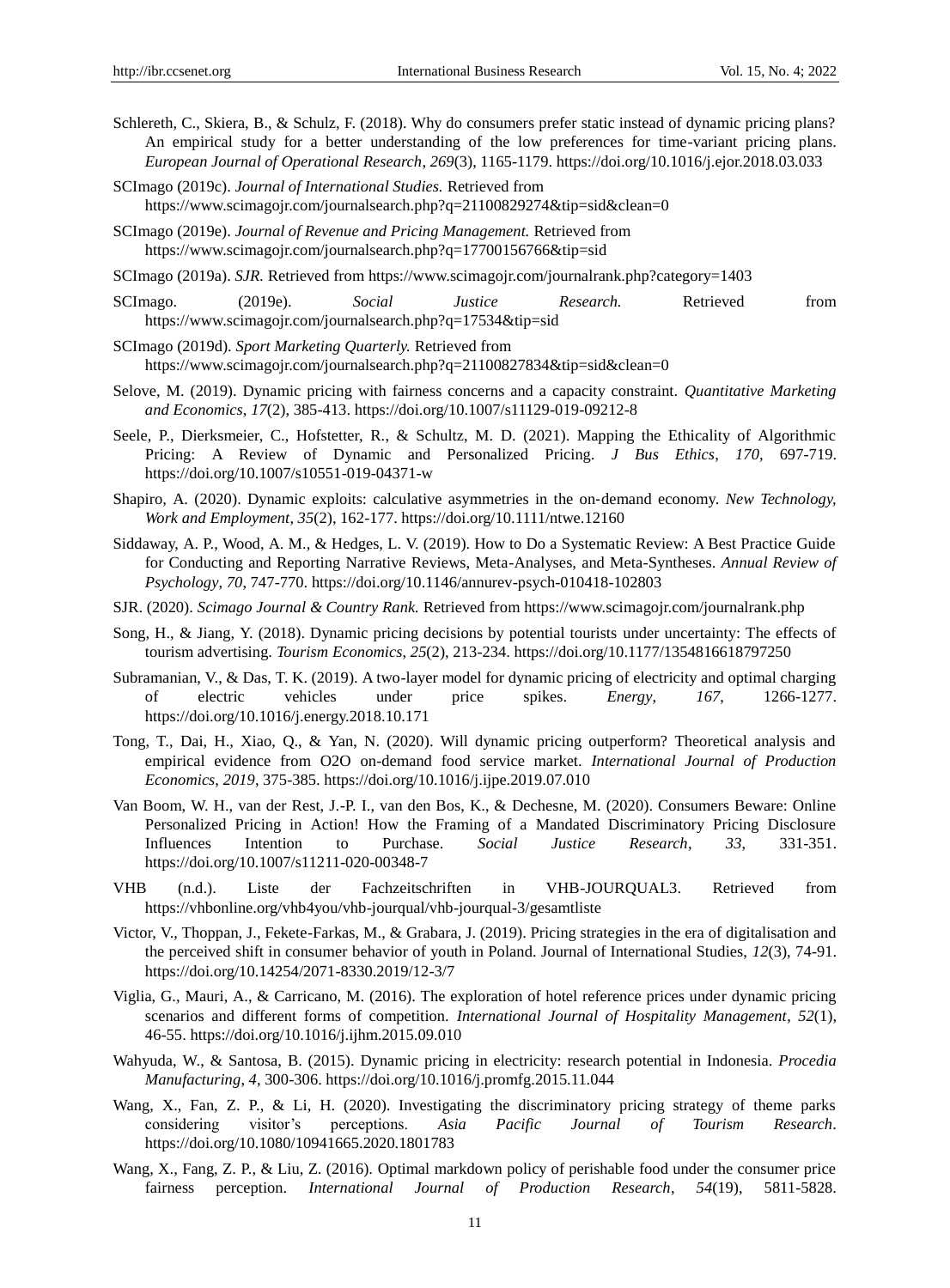Schlereth, C., Skiera, B., & Schulz, F. (2018). Why do consumers prefer static instead of dynamic pricing plans? An empirical study for a better understanding of the low preferences for time-variant pricing plans. *European Journal of Operational Research*, *269*(3), 1165-1179. https://doi.org/10.1016/j.ejor.2018.03.033

SCImago (2019c). *Journal of International Studies.* Retrieved from https://www.scimagojr.com/journalsearch.php?q=21100829274&tip=sid&clean=0

SCImago (2019e). *Journal of Revenue and Pricing Management.* Retrieved from https://www.scimagojr.com/journalsearch.php?q=17700156766&tip=sid

SCImago (2019a). *SJR.* Retrieved from https://www.scimagojr.com/journalrank.php?category=1403

SCImago. (2019e). *Social Justice Research.* Retrieved from https://www.scimagojr.com/journalsearch.php?q=17534&tip=sid

SCImago (2019d). *Sport Marketing Quarterly.* Retrieved from https://www.scimagojr.com/journalsearch.php?q=21100827834&tip=sid&clean=0

Selove, M. (2019). Dynamic pricing with fairness concerns and a capacity constraint. *Quantitative Marketing and Economics*, *17*(2), 385-413. https://doi.org/10.1007/s11129-019-09212-8

Seele, P., Dierksmeier, C., Hofstetter, R., & Schultz, M. D. (2021). Mapping the Ethicality of Algorithmic Pricing: A Review of Dynamic and Personalized Pricing. *J Bus Ethics*, *170*, 697-719. https://doi.org/10.1007/s10551-019-04371-w

Shapiro, A. (2020). Dynamic exploits: calculative asymmetries in the on-demand economy. *New Technology, Work and Employment*, *35*(2), 162-177. https://doi.org/10.1111/ntwe.12160

Siddaway, A. P., Wood, A. M., & Hedges, L. V. (2019). How to Do a Systematic Review: A Best Practice Guide for Conducting and Reporting Narrative Reviews, Meta-Analyses, and Meta-Syntheses. *Annual Review of Psychology*, *70*, 747-770. https://doi.org/10.1146/annurev-psych-010418-102803

SJR. (2020). *Scimago Journal & Country Rank.* Retrieved from https://www.scimagojr.com/journalrank.php

Song, H., & Jiang, Y. (2018). Dynamic pricing decisions by potential tourists under uncertainty: The effects of tourism advertising. *Tourism Economics*, *25*(2), 213-234. https://doi.org/10.1177/1354816618797250

Subramanian, V., & Das, T. K. (2019). A two-layer model for dynamic pricing of electricity and optimal charging of electric vehicles under price spikes. *Energy*, *167*, 1266-1277. https://doi.org/10.1016/j.energy.2018.10.171

Tong, T., Dai, H., Xiao, Q., & Yan, N. (2020). Will dynamic pricing outperform? Theoretical analysis and empirical evidence from O2O on-demand food service market. *International Journal of Production Economics*, *2019*, 375-385. https://doi.org/10.1016/j.ijpe.2019.07.010

Van Boom, W. H., van der Rest, J.-P. I., van den Bos, K., & Dechesne, M. (2020). Consumers Beware: Online Personalized Pricing in Action! How the Framing of a Mandated Discriminatory Pricing Disclosure Influences Intention to Purchase. *Social Justice Research*, *33*, 331-351. https://doi.org/10.1007/s11211-020-00348-7

VHB (n.d.). Liste der Fachzeitschriften in VHB-JOURQUAL3. Retrieved from https://vhbonline.org/vhb4you/vhb-jourqual/vhb-jourqual-3/gesamtliste

Victor, V., Thoppan, J., Fekete-Farkas, M., & Grabara, J. (2019). Pricing strategies in the era of digitalisation and the perceived shift in consumer behavior of youth in Poland. Journal of International Studies, *12*(3), 74-91. https://doi.org/10.14254/2071-8330.2019/12-3/7

Viglia, G., Mauri, A., & Carricano, M. (2016). The exploration of hotel reference prices under dynamic pricing scenarios and different forms of competition. *International Journal of Hospitality Management*, *52*(1), 46-55. https://doi.org/10.1016/j.ijhm.2015.09.010

Wahyuda, W., & Santosa, B. (2015). Dynamic pricing in electricity: research potential in Indonesia. *Procedia Manufacturing*, *4*, 300-306. https://doi.org/10.1016/j.promfg.2015.11.044

Wang, X., Fan, Z. P., & Li, H. (2020). Investigating the discriminatory pricing strategy of theme parks considering visitor's perceptions. *Asia Pacific Journal of Tourism Research*. https://doi.org/10.1080/10941665.2020.1801783

Wang, X., Fang, Z. P., & Liu, Z. (2016). Optimal markdown policy of perishable food under the consumer price fairness perception. *International Journal of Production Research*, *54*(19), 5811-5828.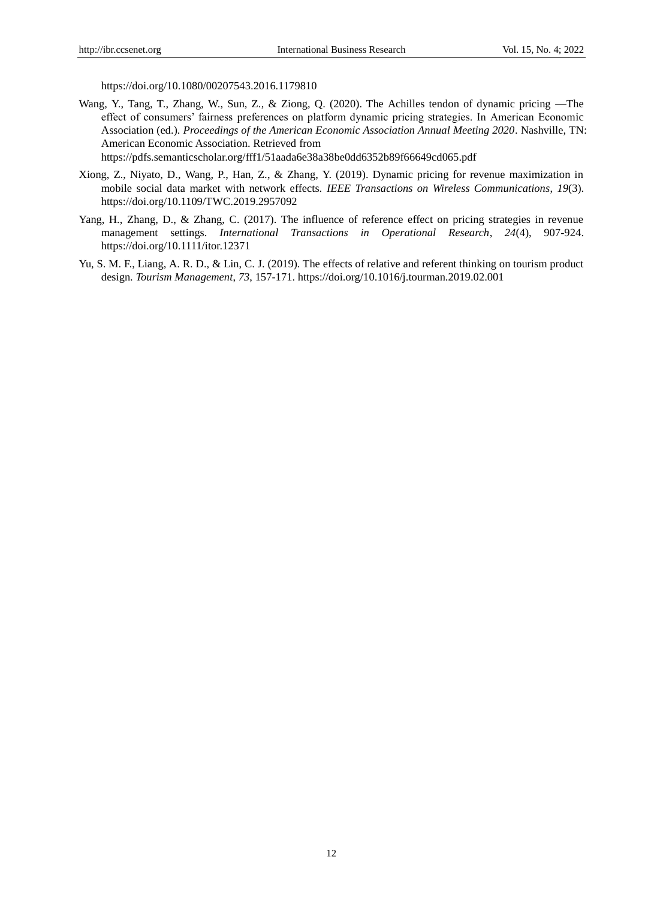https://doi.org/10.1080/00207543.2016.1179810

Wang, Y., Tang, T., Zhang, W., Sun, Z., & Ziong, Q. (2020). The Achilles tendon of dynamic pricing —The effect of consumers' fairness preferences on platform dynamic pricing strategies. In American Economic Association (ed.). *Proceedings of the American Economic Association Annual Meeting 2020*. Nashville, TN: American Economic Association. Retrieved from https://pdfs.semanticscholar.org/fff1/51aada6e38a38be0dd6352b89f66649cd065.pdf

Xiong, Z., Niyato, D., Wang, P., Han, Z., & Zhang, Y. (2019). Dynamic pricing for revenue maximization in mobile social data market with network effects. *IEEE Transactions on Wireless Communications*, *19*(3). https://doi.org/10.1109/TWC.2019.2957092

Yang, H., Zhang, D., & Zhang, C. (2017). The influence of reference effect on pricing strategies in revenue management settings. *International Transactions in Operational Research*, *24*(4), 907-924. https://doi.org/10.1111/itor.12371

Yu, S. M. F., Liang, A. R. D., & Lin, C. J. (2019). The effects of relative and referent thinking on tourism product design. *Tourism Management*, *73*, 157-171. https://doi.org/10.1016/j.tourman.2019.02.001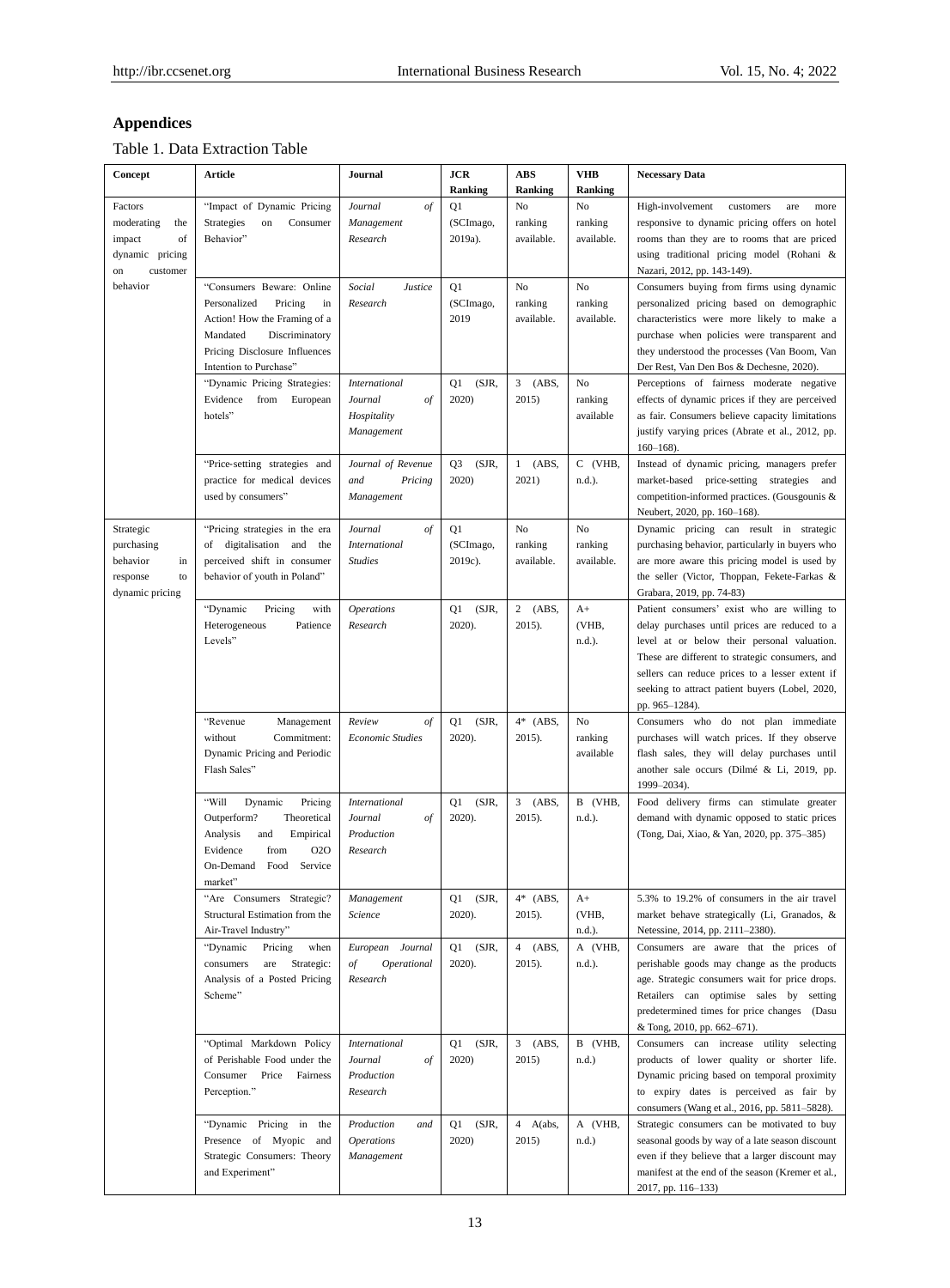## Appendices

Table 1. Data Extraction Table

| Concept | Article | Journal | JCR Ranking | ABS Ranking | VHB Ranking | Necessary Data |
|---|---|---|---|---|---|---|
| Factors moderating the impact of dynamic pricing on customer behavior | "Impact of Dynamic Pricing Strategies on Consumer Behavior" | *Journal of Management Research* | Q1 (SCImago, 2019a). | No ranking available. | No ranking available. | High-involvement customers are more responsive to dynamic pricing offers on hotel rooms than they are to rooms that are priced using traditional pricing model (Rohani & Nazari, 2012, pp. 143-149). |
| | "Consumers Beware: Online Personalized Pricing in Action! How the Framing of a Mandated Discriminatory Pricing Disclosure Influences Intention to Purchase" | *Social Justice Research* | Q1 (SCImago, 2019 | No ranking available. | No ranking available. | Consumers buying from firms using dynamic personalized pricing based on demographic characteristics were more likely to make a purchase when policies were transparent and they understood the processes (Van Boom, Van Der Rest, Van Den Bos & Dechesne, 2020). |
| | "Dynamic Pricing Strategies: Evidence from European hotels" | *International Journal of Hospitality Management* | Q1 (SJR, 2020) | 3 (ABS, 2015) | No ranking available | Perceptions of fairness moderate negative effects of dynamic prices if they are perceived as fair. Consumers believe capacity limitations justify varying prices (Abrate et al., 2012, pp. 160–168). |
| | "Price-setting strategies and practice for medical devices used by consumers" | *Journal of Revenue and Pricing Management* | Q3 (SJR, 2020) | 1 (ABS, 2021) | C (VHB, n.d.). | Instead of dynamic pricing, managers prefer market-based price-setting strategies and competition-informed practices. (Gousgounis & Neubert, 2020, pp. 160–168). |
| Strategic purchasing behavior in response to dynamic pricing | "Pricing strategies in the era of digitalisation and the perceived shift in consumer behavior of youth in Poland" | *Journal of International Studies* | Q1 (SCImago, 2019c). | No ranking available. | No ranking available. | Dynamic pricing can result in strategic purchasing behavior, particularly in buyers who are more aware this pricing model is used by the seller (Victor, Thoppan, Fekete-Farkas & Grabara, 2019, pp. 74-83) |
| | "Dynamic Pricing with Heterogeneous Patience Levels" | *Operations Research* | Q1 (SJR, 2020). | 2 (ABS, 2015). | A+ (VHB, n.d.). | Patient consumers' exist who are willing to delay purchases until prices are reduced to a level at or below their personal valuation. These are different to strategic consumers, and sellers can reduce prices to a lesser extent if seeking to attract patient buyers (Lobel, 2020, pp. 965–1284). |
| | "Revenue Management without Commitment: Dynamic Pricing and Periodic Flash Sales" | *Review of Economic Studies* | Q1 (SJR, 2020). | 4* (ABS, 2015). | No ranking available | Consumers who do not plan immediate purchases will watch prices. If they observe flash sales, they will delay purchases until another sale occurs (Dilmé & Li, 2019, pp. 1999–2034). |
| | "Will Dynamic Pricing Outperform? Theoretical Analysis and Empirical Evidence from O2O On-Demand Food Service market" | *International Journal of Production Research* | Q1 (SJR, 2020). | 3 (ABS, 2015). | B (VHB, n.d.). | Food delivery firms can stimulate greater demand with dynamic opposed to static prices (Tong, Dai, Xiao, & Yan, 2020, pp. 375–385) |
| | "Are Consumers Strategic? Structural Estimation from the Air-Travel Industry" | *Management Science* | Q1 (SJR, 2020). | 4* (ABS, 2015). | A+ (VHB, n.d.). | 5.3% to 19.2% of consumers in the air travel market behave strategically (Li, Granados, & Netessine, 2014, pp. 2111–2380). |
| | "Dynamic Pricing when consumers are Strategic: Analysis of a Posted Pricing Scheme" | *European Journal of Operational Research* | Q1 (SJR, 2020). | 4 (ABS, 2015). | A (VHB, n.d.). | Consumers are aware that the prices of perishable goods may change as the products age. Strategic consumers wait for price drops. Retailers can optimise sales by setting predetermined times for price changes (Dasu & Tong, 2010, pp. 662–671). |
| | "Optimal Markdown Policy of Perishable Food under the Consumer Price Fairness Perception." | *International Journal of Production Research* | Q1 (SJR, 2020) | 3 (ABS, 2015) | B (VHB, n.d.) | Consumers can increase utility selecting products of lower quality or shorter life. Dynamic pricing based on temporal proximity to expiry dates is perceived as fair by consumers (Wang et al., 2016, pp. 5811–5828). |
| | "Dynamic Pricing in the Presence of Myopic and Strategic Consumers: Theory and Experiment" | *Production and Operations Management* | Q1 (SJR, 2020) | 4 A(abs, 2015) | A (VHB, n.d.) | Strategic consumers can be motivated to buy seasonal goods by way of a late season discount even if they believe that a larger discount may manifest at the end of the season (Kremer et al., 2017, pp. 116–133) |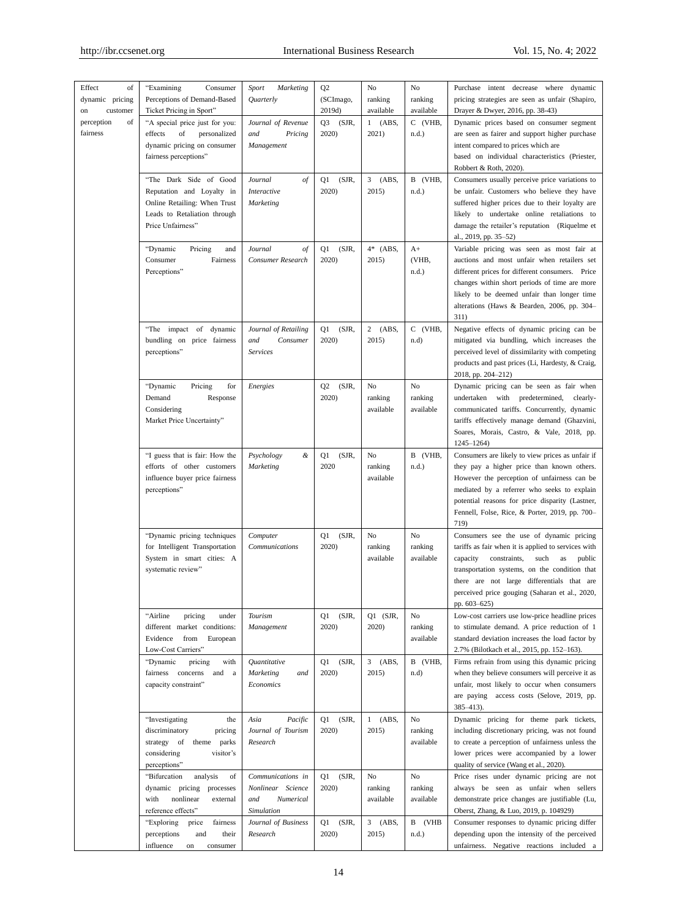| Effect of dynamic pricing on customer perception of fairness | "Examining Consumer Perceptions of Demand-Based Ticket Pricing in Sport" | *Sport Marketing Quarterly* | Q2 (SCImago, 2019d) | No ranking available | No ranking available | Purchase intent decrease where dynamic pricing strategies are seen as unfair (Shapiro, Drayer & Dwyer, 2016, pp. 38-43) |
|---|---|---|---|---|---|---|
| | "A special price just for you: effects of personalized dynamic pricing on consumer fairness perceptions" | *Journal of Revenue and Pricing Management* | Q3 (SJR, 2020) | 1 (ABS, 2021) | C (VHB, n.d.) | Dynamic prices based on consumer segment are seen as fairer and support higher purchase intent compared to prices which are based on individual characteristics (Priester, Robbert & Roth, 2020). |
| | "The Dark Side of Good Reputation and Loyalty in Online Retailing: When Trust Leads to Retaliation through Price Unfairness" | *Journal of Interactive Marketing* | Q1 (SJR, 2020) | 3 (ABS, 2015) | B (VHB, n.d.) | Consumers usually perceive price variations to be unfair. Customers who believe they have suffered higher prices due to their loyalty are likely to undertake online retaliations to damage the retailer's reputation (Riquelme et al., 2019, pp. 35–52) |
| | "Dynamic Pricing and Consumer Fairness Perceptions" | *Journal of Consumer Research* | Q1 (SJR, 2020) | 4* (ABS, 2015) | A+ (VHB, n.d.) | Variable pricing was seen as most fair at auctions and most unfair when retailers set different prices for different consumers. Price changes within short periods of time are more likely to be deemed unfair than longer time alterations (Haws & Bearden, 2006, pp. 304–311) |
| | "The impact of dynamic bundling on price fairness perceptions" | *Journal of Retailing and Consumer Services* | Q1 (SJR, 2020) | 2 (ABS, 2015) | C (VHB, n.d) | Negative effects of dynamic pricing can be mitigated via bundling, which increases the perceived level of dissimilarity with competing products and past prices (Li, Hardesty, & Craig, 2018, pp. 204–212) |
| | "Dynamic Pricing for Demand Response Considering Market Price Uncertainty" | *Energies* | Q2 (SJR, 2020) | No ranking available | No ranking available | Dynamic pricing can be seen as fair when undertaken with predetermined, clearly-communicated tariffs. Concurrently, dynamic tariffs effectively manage demand (Ghazvini, Soares, Morais, Castro, & Vale, 2018, pp. 1245–1264) |
| | "I guess that is fair: How the efforts of other customers influence buyer price fairness perceptions" | *Psychology & Marketing* | Q1 (SJR, 2020 | No ranking available | B (VHB, n.d.) | Consumers are likely to view prices as unfair if they pay a higher price than known others. However the perception of unfairness can be mediated by a referrer who seeks to explain potential reasons for price disparity (Lastner, Fennell, Folse, Rice, & Porter, 2019, pp. 700–719) |
| | "Dynamic pricing techniques for Intelligent Transportation System in smart cities: A systematic review" | *Computer Communications* | Q1 (SJR, 2020) | No ranking available | No ranking available | Consumers see the use of dynamic pricing tariffs as fair when it is applied to services with capacity constraints, such as public transportation systems, on the condition that there are not large differentials that are perceived price gouging (Saharan et al., 2020, pp. 603–625) |
| | "Airline pricing under different market conditions: Evidence from European Low-Cost Carriers" | *Tourism Management* | Q1 (SJR, 2020) | Q1 (SJR, 2020) | No ranking available | Low-cost carriers use low-price headline prices to stimulate demand. A price reduction of 1 standard deviation increases the load factor by 2.7% (Bilotkach et al., 2015, pp. 152–163). |
| | "Dynamic pricing with fairness concerns and a capacity constraint" | *Quantitative Marketing and Economics* | Q1 (SJR, 2020) | 3 (ABS, 2015) | B (VHB, n.d) | Firms refrain from using this dynamic pricing when they believe consumers will perceive it as unfair, most likely to occur when consumers are paying access costs (Selove, 2019, pp. 385–413). |
| | "Investigating the discriminatory pricing strategy of theme parks considering visitor's perceptions" | *Asia Pacific Journal of Tourism Research* | Q1 (SJR, 2020) | 1 (ABS, 2015) | No ranking available | Dynamic pricing for theme park tickets, including discretionary pricing, was not found to create a perception of unfairness unless the lower prices were accompanied by a lower quality of service (Wang et al., 2020). |
| | "Bifurcation analysis of dynamic pricing processes with nonlinear external reference effects" | *Communications in Nonlinear Science and Numerical Simulation* | Q1 (SJR, 2020) | No ranking available | No ranking available | Price rises under dynamic pricing are not always be seen as unfair when sellers demonstrate price changes are justifiable (Lu, Oberst, Zhang, & Luo, 2019, p. 104929) |
| | "Exploring price fairness perceptions and their influence on consumer | *Journal of Business Research* | Q1 (SJR, 2020) | 3 (ABS, 2015) | B (VHB n.d.) | Consumer responses to dynamic pricing differ depending upon the intensity of the perceived unfairness. Negative reactions included a |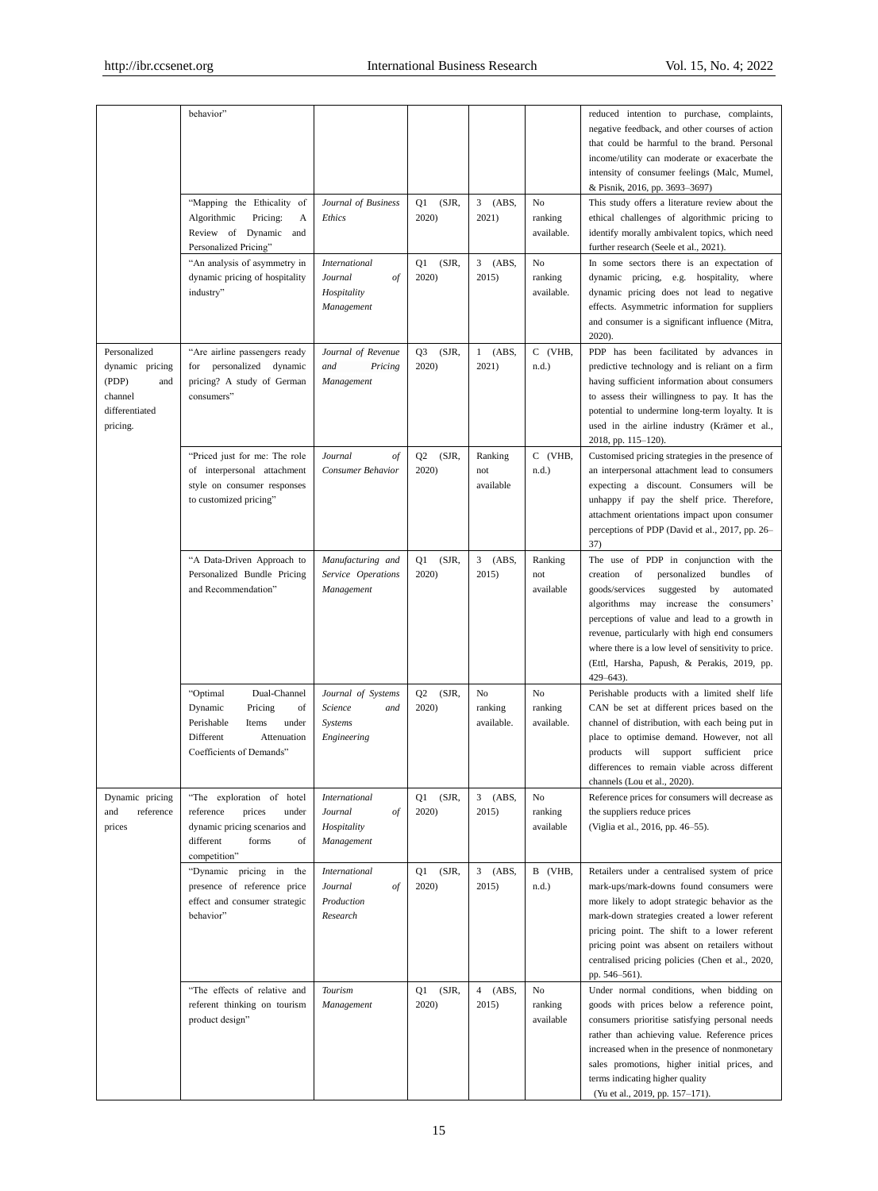| | | | | | | |
|---|---|---|---|---|---|---|
| | behavior" | | | | | reduced intention to purchase, complaints, negative feedback, and other courses of action that could be harmful to the brand. Personal income/utility can moderate or exacerbate the intensity of consumer feelings (Malc, Mumel, & Pisnik, 2016, pp. 3693–3697) |
| | "Mapping the Ethicality of Algorithmic Pricing: A Review of Dynamic and Personalized Pricing" | *Journal of Business Ethics* | Q1 (SJR, 2020) | 3 (ABS, 2021) | No ranking available. | This study offers a literature review about the ethical challenges of algorithmic pricing to identify morally ambivalent topics, which need further research (Seele et al., 2021). |
| | "An analysis of asymmetry in dynamic pricing of hospitality industry" | *International Journal of Hospitality Management* | Q1 (SJR, 2020) | 3 (ABS, 2015) | No ranking available. | In some sectors there is an expectation of dynamic pricing, e.g. hospitality, where dynamic pricing does not lead to negative effects. Asymmetric information for suppliers and consumer is a significant influence (Mitra, 2020). |
| Personalized dynamic pricing (PDP) and channel differentiated pricing. | "Are airline passengers ready for personalized dynamic pricing? A study of German consumers" | *Journal of Revenue and Pricing Management* | Q3 (SJR, 2020) | 1 (ABS, 2021) | C (VHB, n.d.) | PDP has been facilitated by advances in predictive technology and is reliant on a firm having sufficient information about consumers to assess their willingness to pay. It has the potential to undermine long-term loyalty. It is used in the airline industry (Krämer et al., 2018, pp. 115–120). |
| | "Priced just for me: The role of interpersonal attachment style on consumer responses to customized pricing" | *Journal of Consumer Behavior* | Q2 (SJR, 2020) | Ranking not available | C (VHB, n.d.) | Customised pricing strategies in the presence of an interpersonal attachment lead to consumers expecting a discount. Consumers will be unhappy if pay the shelf price. Therefore, attachment orientations impact upon consumer perceptions of PDP (David et al., 2017, pp. 26–37) |
| | "A Data-Driven Approach to Personalized Bundle Pricing and Recommendation" | *Manufacturing and Service Operations Management* | Q1 (SJR, 2020) | 3 (ABS, 2015) | Ranking not available | The use of PDP in conjunction with the creation of personalized bundles of goods/services suggested by automated algorithms may increase the consumers' perceptions of value and lead to a growth in revenue, particularly with high end consumers where there is a low level of sensitivity to price. (Ettl, Harsha, Papush, & Perakis, 2019, pp. 429–643). |
| | "Optimal Dual-Channel Dynamic Pricing of Perishable Items under Different Attenuation Coefficients of Demands" | *Journal of Systems Science and Systems Engineering* | Q2 (SJR, 2020) | No ranking available. | No ranking available. | Perishable products with a limited shelf life CAN be set at different prices based on the channel of distribution, with each being put in place to optimise demand. However, not all products will support sufficient price differences to remain viable across different channels (Lou et al., 2020). |
| Dynamic pricing and reference prices | "The exploration of hotel reference prices under dynamic pricing scenarios and different forms of competition" | *International Journal of Hospitality Management* | Q1 (SJR, 2020) | 3 (ABS, 2015) | No ranking available | Reference prices for consumers will decrease as the suppliers reduce prices (Viglia et al., 2016, pp. 46–55). |
| | "Dynamic pricing in the presence of reference price effect and consumer strategic behavior" | *International Journal of Production Research* | Q1 (SJR, 2020) | 3 (ABS, 2015) | B (VHB, n.d.) | Retailers under a centralised system of price mark-ups/mark-downs found consumers were more likely to adopt strategic behavior as the mark-down strategies created a lower referent pricing point. The shift to a lower referent pricing point was absent on retailers without centralised pricing policies (Chen et al., 2020, pp. 546–561). |
| | "The effects of relative and referent thinking on tourism product design" | *Tourism Management* | Q1 (SJR, 2020) | 4 (ABS, 2015) | No ranking available | Under normal conditions, when bidding on goods with prices below a reference point, consumers prioritise satisfying personal needs rather than achieving value. Reference prices increased when in the presence of nonmonetary sales promotions, higher initial prices, and terms indicating higher quality (Yu et al., 2019, pp. 157–171). |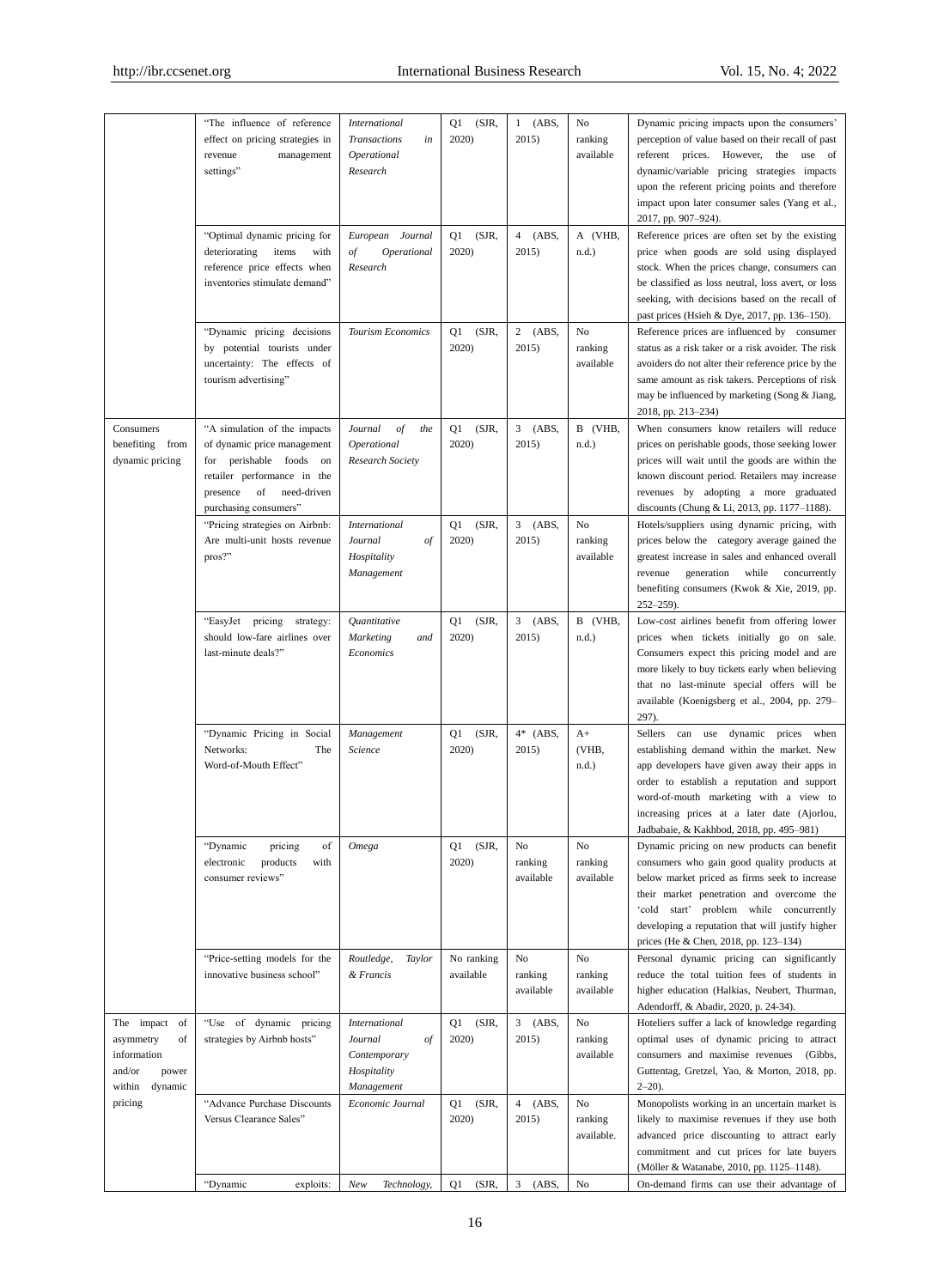|  |  |  |  |  |  |  |
|---|---|---|---|---|---|---|
|  | "The influence of reference effect on pricing strategies in revenue management settings" | *International Transactions in Operational Research* | Q1 (SJR, 2020) | 1 (ABS, 2015) | No ranking available | Dynamic pricing impacts upon the consumers' perception of value based on their recall of past referent prices. However, the use of dynamic/variable pricing strategies impacts upon the referent pricing points and therefore impact upon later consumer sales (Yang et al., 2017, pp. 907–924). |
|  | "Optimal dynamic pricing for deteriorating items with reference price effects when inventories stimulate demand" | *European Journal of Operational Research* | Q1 (SJR, 2020) | 4 (ABS, 2015) | A (VHB, n.d.) | Reference prices are often set by the existing price when goods are sold using displayed stock. When the prices change, consumers can be classified as loss neutral, loss avert, or loss seeking, with decisions based on the recall of past prices (Hsieh & Dye, 2017, pp. 136–150). |
|  | "Dynamic pricing decisions by potential tourists under uncertainty: The effects of tourism advertising" | *Tourism Economics* | Q1 (SJR, 2020) | 2 (ABS, 2015) | No ranking available | Reference prices are influenced by consumer status as a risk taker or a risk avoider. The risk avoiders do not alter their reference price by the same amount as risk takers. Perceptions of risk may be influenced by marketing (Song & Jiang, 2018, pp. 213–234) |
| Consumers benefiting from dynamic pricing | "A simulation of the impacts of dynamic price management for perishable foods on retailer performance in the presence of need-driven purchasing consumers" | *Journal of the Operational Research Society* | Q1 (SJR, 2020) | 3 (ABS, 2015) | B (VHB, n.d.) | When consumers know retailers will reduce prices on perishable goods, those seeking lower prices will wait until the goods are within the known discount period. Retailers may increase revenues by adopting a more graduated discounts (Chung & Li, 2013, pp. 1177–1188). |
|  | "Pricing strategies on Airbnb: Are multi-unit hosts revenue pros?" | *International Journal of Hospitality Management* | Q1 (SJR, 2020) | 3 (ABS, 2015) | No ranking available | Hotels/suppliers using dynamic pricing, with prices below the category average gained the greatest increase in sales and enhanced overall revenue generation while concurrently benefiting consumers (Kwok & Xie, 2019, pp. 252–259). |
|  | "EasyJet pricing strategy: should low-fare airlines over last-minute deals?" | *Quantitative Marketing and Economics* | Q1 (SJR, 2020) | 3 (ABS, 2015) | B (VHB, n.d.) | Low-cost airlines benefit from offering lower prices when tickets initially go on sale. Consumers expect this pricing model and are more likely to buy tickets early when believing that no last-minute special offers will be available (Koenigsberg et al., 2004, pp. 279–297). |
|  | "Dynamic Pricing in Social Networks: The Word-of-Mouth Effect" | *Management Science* | Q1 (SJR, 2020) | 4* (ABS, 2015) | A+ (VHB, n.d.) | Sellers can use dynamic prices when establishing demand within the market. New app developers have given away their apps in order to establish a reputation and support word-of-mouth marketing with a view to increasing prices at a later date (Ajorlou, Jadbabaie, & Kakhbod, 2018, pp. 495–981) |
|  | "Dynamic pricing of electronic products with consumer reviews" | *Omega* | Q1 (SJR, 2020) | No ranking available | No ranking available | Dynamic pricing on new products can benefit consumers who gain good quality products at below market priced as firms seek to increase their market penetration and overcome the 'cold start' problem while concurrently developing a reputation that will justify higher prices (He & Chen, 2018, pp. 123–134) |
|  | "Price-setting models for the innovative business school" | *Routledge, Taylor & Francis* | No ranking available | No ranking available | No ranking available | Personal dynamic pricing can significantly reduce the total tuition fees of students in higher education (Halkias, Neubert, Thurman, Adendorff, & Abadir, 2020, p. 24-34). |
| The impact of asymmetry of information and/or power within dynamic pricing | "Use of dynamic pricing strategies by Airbnb hosts" | *International Journal of Contemporary Hospitality Management* | Q1 (SJR, 2020) | 3 (ABS, 2015) | No ranking available | Hoteliers suffer a lack of knowledge regarding optimal uses of dynamic pricing to attract consumers and maximise revenues (Gibbs, Guttentag, Gretzel, Yao, & Morton, 2018, pp. 2–20). |
|  | "Advance Purchase Discounts Versus Clearance Sales" | *Economic Journal* | Q1 (SJR, 2020) | 4 (ABS, 2015) | No ranking available. | Monopolists working in an uncertain market is likely to maximise revenues if they use both advanced price discounting to attract early commitment and cut prices for late buyers (Möller & Watanabe, 2010, pp. 1125–1148). |
|  | "Dynamic exploits: | *New Technology,* | Q1 (SJR, | 3 (ABS, | No | On-demand firms can use their advantage of |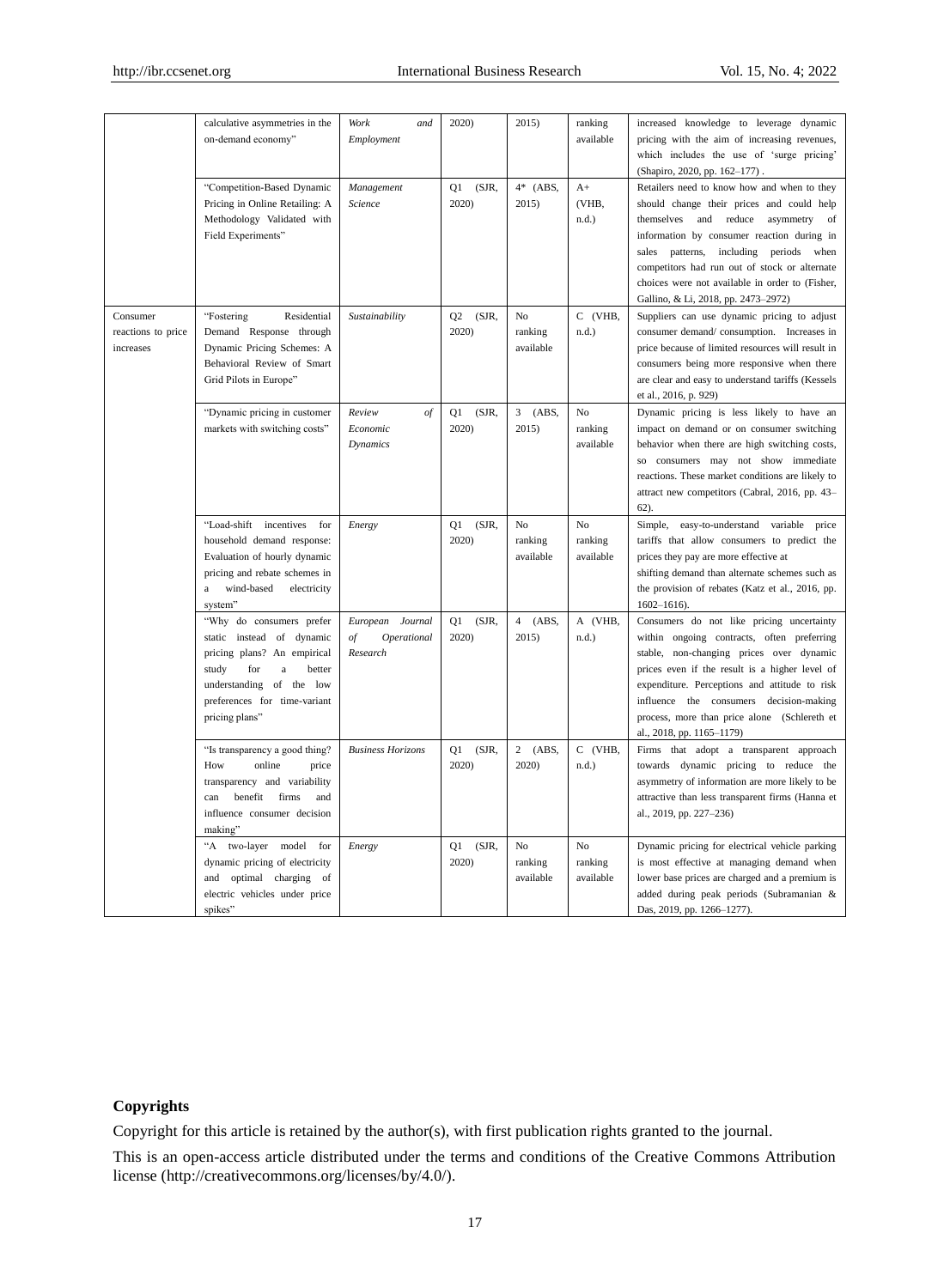| | | | | | | |
|---|---|---|---|---|---|---|
| | calculative asymmetries in the on-demand economy" | *Work and Employment* | 2020) | 2015) | ranking available | increased knowledge to leverage dynamic pricing with the aim of increasing revenues, which includes the use of 'surge pricing' (Shapiro, 2020, pp. 162–177) . |
| | "Competition-Based Dynamic Pricing in Online Retailing: A Methodology Validated with Field Experiments" | *Management Science* | Q1 (SJR, 2020) | 4* (ABS, 2015) | A+ (VHB, n.d.) | Retailers need to know how and when to they should change their prices and could help themselves and reduce asymmetry of information by consumer reaction during in sales patterns, including periods when competitors had run out of stock or alternate choices were not available in order to (Fisher, Gallino, & Li, 2018, pp. 2473–2972) |
| Consumer reactions to price increases | "Fostering Residential Demand Response through Dynamic Pricing Schemes: A Behavioral Review of Smart Grid Pilots in Europe" | *Sustainability* | Q2 (SJR, 2020) | No ranking available | C (VHB, n.d.) | Suppliers can use dynamic pricing to adjust consumer demand/ consumption. Increases in price because of limited resources will result in consumers being more responsive when there are clear and easy to understand tariffs (Kessels et al., 2016, p. 929) |
| | "Dynamic pricing in customer markets with switching costs" | *Review of Economic Dynamics* | Q1 (SJR, 2020) | 3 (ABS, 2015) | No ranking available | Dynamic pricing is less likely to have an impact on demand or on consumer switching behavior when there are high switching costs, so consumers may not show immediate reactions. These market conditions are likely to attract new competitors (Cabral, 2016, pp. 43–62). |
| | "Load-shift incentives for household demand response: Evaluation of hourly dynamic pricing and rebate schemes in a wind-based electricity system" | *Energy* | Q1 (SJR, 2020) | No ranking available | No ranking available | Simple, easy-to-understand variable price tariffs that allow consumers to predict the prices they pay are more effective at shifting demand than alternate schemes such as the provision of rebates (Katz et al., 2016, pp. 1602–1616). |
| | "Why do consumers prefer static instead of dynamic pricing plans? An empirical study for a better understanding of the low preferences for time-variant pricing plans" | *European Journal of Operational Research* | Q1 (SJR, 2020) | 4 (ABS, 2015) | A (VHB, n.d.) | Consumers do not like pricing uncertainty within ongoing contracts, often preferring stable, non-changing prices over dynamic prices even if the result is a higher level of expenditure. Perceptions and attitude to risk influence the consumers decision-making process, more than price alone (Schlereth et al., 2018, pp. 1165–1179) |
| | "Is transparency a good thing? How online price transparency and variability can benefit firms and influence consumer decision making" | *Business Horizons* | Q1 (SJR, 2020) | 2 (ABS, 2020) | C (VHB, n.d.) | Firms that adopt a transparent approach towards dynamic pricing to reduce the asymmetry of information are more likely to be attractive than less transparent firms (Hanna et al., 2019, pp. 227–236) |
| | "A two-layer model for dynamic pricing of electricity and optimal charging of electric vehicles under price spikes" | *Energy* | Q1 (SJR, 2020) | No ranking available | No ranking available | Dynamic pricing for electrical vehicle parking is most effective at managing demand when lower base prices are charged and a premium is added during peak periods (Subramanian & Das, 2019, pp. 1266–1277). |

## Copyrights

Copyright for this article is retained by the author(s), with first publication rights granted to the journal.

This is an open-access article distributed under the terms and conditions of the Creative Commons Attribution license (http://creativecommons.org/licenses/by/4.0/).